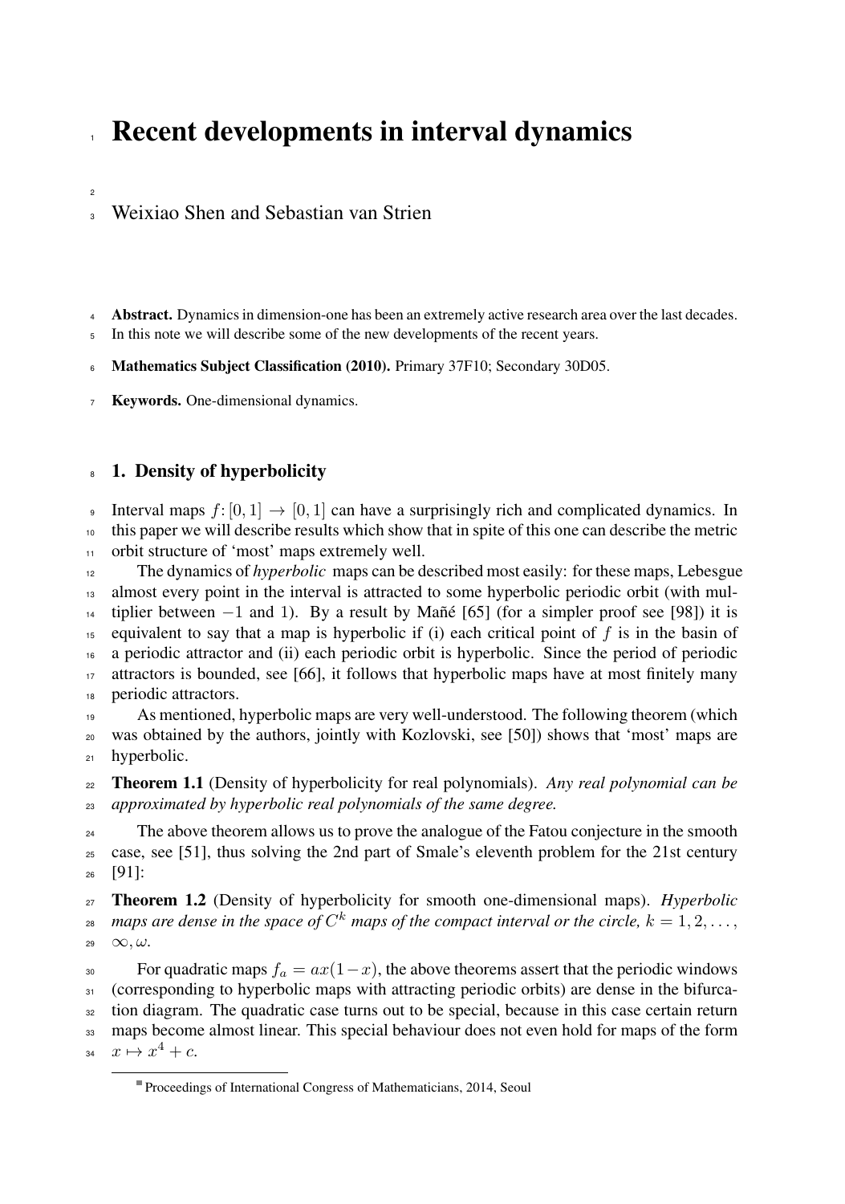# Recent developments in interval dynamics

Weixiao Shen and Sebastian van Strien

**Abstract.** Dynamics in dimension-one has been an extremely active research area over the last decades. In this note we will describe some of the new developments of the recent years.

**Mathematics Subject Classification (2010).** Primary 37F10; Secondary 30D05.

**Keywords.** One-dimensional dynamics.

## 1. Density of hyperbolicity

Interval maps $f\colon[0,1]\to[0,1]$ can have a surprisingly rich and complicated dynamics. In this paper we will describe results which show that in spite of this one can describe the metric orbit structure of 'most' maps extremely well.

The dynamics of *hyperbolic* maps can be described most easily: for these maps, Lebesgue almost every point in the interval is attracted to some hyperbolic periodic orbit (with multiplier between $-1$ and 1). By a result by Mañé [65] (for a simpler proof see [98]) it is equivalent to say that a map is hyperbolic if (i) each critical point of $f$ is in the basin of a periodic attractor and (ii) each periodic orbit is hyperbolic. Since the period of periodic attractors is bounded, see [66], it follows that hyperbolic maps have at most finitely many periodic attractors.

As mentioned, hyperbolic maps are very well-understood. The following theorem (which was obtained by the authors, jointly with Kozlovski, see [50]) shows that 'most' maps are hyperbolic.

**Theorem 1.1** (Density of hyperbolicity for real polynomials). *Any real polynomial can be approximated by hyperbolic real polynomials of the same degree.*

The above theorem allows us to prove the analogue of the Fatou conjecture in the smooth case, see [51], thus solving the 2nd part of Smale's eleventh problem for the 21st century [91]:

**Theorem 1.2** (Density of hyperbolicity for smooth one-dimensional maps). *Hyperbolic maps are dense in the space of $C^k$ maps of the compact interval or the circle, $k=1,2,\dots,\infty,\omega$.*

For quadratic maps $f_a = ax(1-x)$, the above theorems assert that the periodic windows (corresponding to hyperbolic maps with attracting periodic orbits) are dense in the bifurcation diagram. The quadratic case turns out to be special, because in this case certain return maps become almost linear. This special behaviour does not even hold for maps of the form $x\mapsto x^4+c$.

Proceedings of International Congress of Mathematicians, 2014, Seoul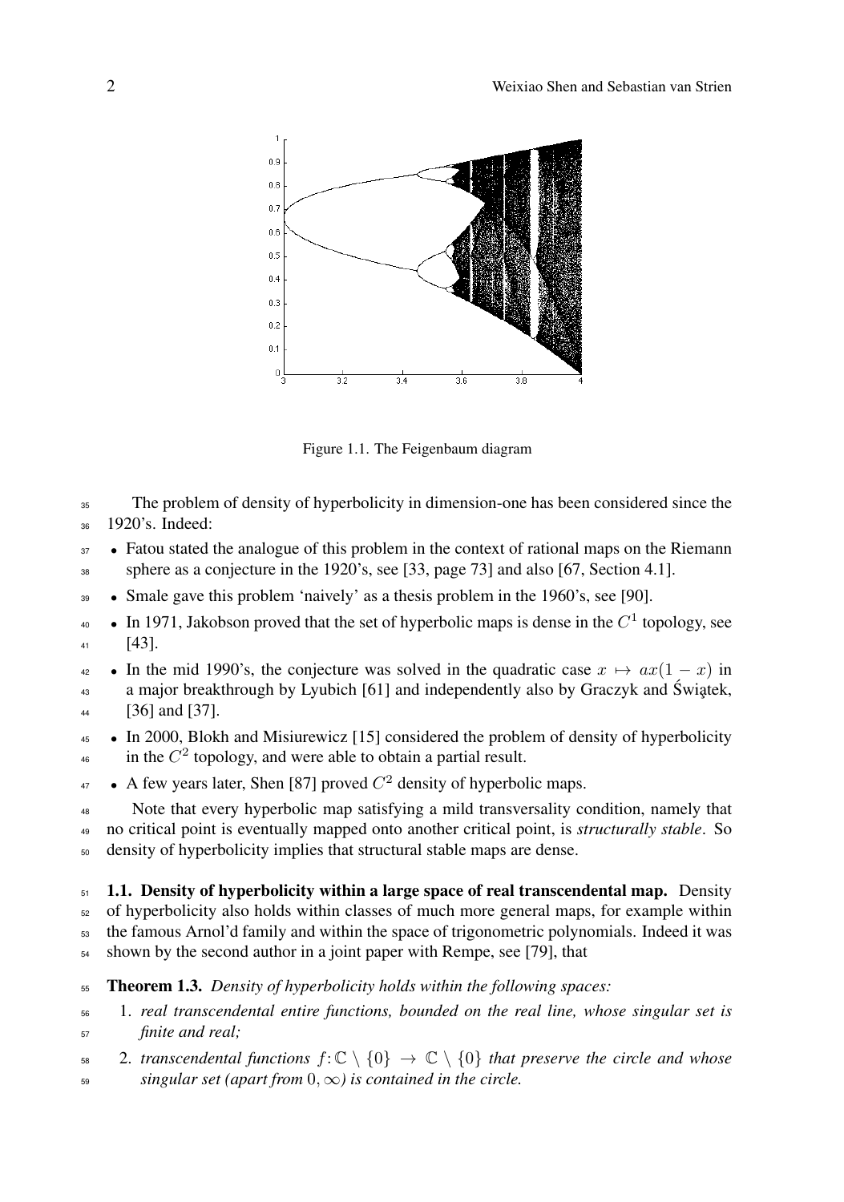Figure 1.1. The Feigenbaum diagram

The problem of density of hyperbolicity in dimension-one has been considered since the 1920's. Indeed:

- Fatou stated the analogue of this problem in the context of rational maps on the Riemann sphere as a conjecture in the 1920's, see [33, page 73] and also [67, Section 4.1].
- Smale gave this problem 'naively' as a thesis problem in the 1960's, see [90].
- In 1971, Jakobson proved that the set of hyperbolic maps is dense in the $C^1$ topology, see [43].
- In the mid 1990's, the conjecture was solved in the quadratic case $x \mapsto ax(1-x)$ in a major breakthrough by Lyubich [61] and independently also by Graczyk and Świątek, [36] and [37].
- In 2000, Blokh and Misiurewicz [15] considered the problem of density of hyperbolicity in the $C^2$ topology, and were able to obtain a partial result.
- A few years later, Shen [87] proved $C^2$ density of hyperbolic maps.

Note that every hyperbolic map satisfying a mild transversality condition, namely that no critical point is eventually mapped onto another critical point, is *structurally stable*. So density of hyperbolicity implies that structural stable maps are dense.

**1.1. Density of hyperbolicity within a large space of real transcendental map.** Density of hyperbolicity also holds within classes of much more general maps, for example within the famous Arnol'd family and within the space of trigonometric polynomials. Indeed it was shown by the second author in a joint paper with Rempe, see [79], that

**Theorem 1.3.** *Density of hyperbolicity holds within the following spaces:*

1. *real transcendental entire functions, bounded on the real line, whose singular set is finite and real;*
2. *transcendental functions $f\colon \mathbb{C} \setminus \{0\} \to \mathbb{C} \setminus \{0\}$ that preserve the circle and whose singular set (apart from $0, \infty$) is contained in the circle.*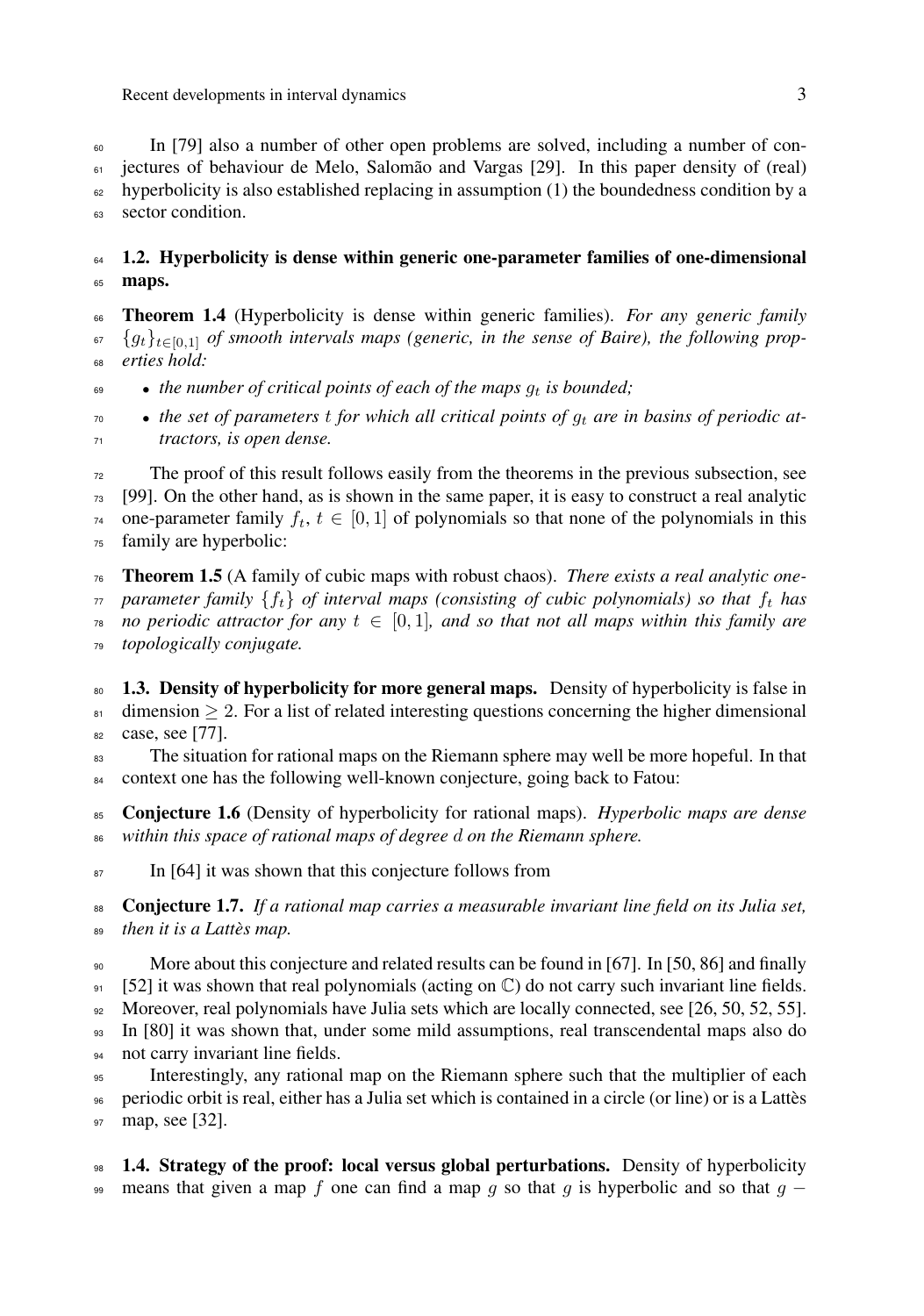In [79] also a number of other open problems are solved, including a number of conjectures of behaviour de Melo, Salomão and Vargas [29]. In this paper density of (real) hyperbolicity is also established replacing in assumption (1) the boundedness condition by a sector condition.

### 1.2. Hyperbolicity is dense within generic one-parameter families of one-dimensional maps.

**Theorem 1.4** (Hyperbolicity is dense within generic families). *For any generic family $\{g_t\}_{t\in[0,1]}$ of smooth intervals maps (generic, in the sense of Baire), the following properties hold:*

- *the number of critical points of each of the maps $g_t$ is bounded;*
- *the set of parameters $t$ for which all critical points of $g_t$ are in basins of periodic attractors, is open dense.*

The proof of this result follows easily from the theorems in the previous subsection, see [99]. On the other hand, as is shown in the same paper, it is easy to construct a real analytic one-parameter family $f_t$, $t \in [0,1]$ of polynomials so that none of the polynomials in this family are hyperbolic:

**Theorem 1.5** (A family of cubic maps with robust chaos). *There exists a real analytic one-parameter family $\{f_t\}$ of interval maps (consisting of cubic polynomials) so that $f_t$ has no periodic attractor for any $t \in [0,1]$, and so that not all maps within this family are topologically conjugate.*

**1.3. Density of hyperbolicity for more general maps.** Density of hyperbolicity is false in dimension $\geq 2$. For a list of related interesting questions concerning the higher dimensional case, see [77].

The situation for rational maps on the Riemann sphere may well be more hopeful. In that context one has the following well-known conjecture, going back to Fatou:

**Conjecture 1.6** (Density of hyperbolicity for rational maps). *Hyperbolic maps are dense within this space of rational maps of degree $d$ on the Riemann sphere.*

In [64] it was shown that this conjecture follows from

**Conjecture 1.7.** *If a rational map carries a measurable invariant line field on its Julia set, then it is a Lattès map.*

More about this conjecture and related results can be found in [67]. In [50, 86] and finally [52] it was shown that real polynomials (acting on $\mathbb{C}$) do not carry such invariant line fields. Moreover, real polynomials have Julia sets which are locally connected, see [26, 50, 52, 55]. In [80] it was shown that, under some mild assumptions, real transcendental maps also do not carry invariant line fields.

Interestingly, any rational map on the Riemann sphere such that the multiplier of each periodic orbit is real, either has a Julia set which is contained in a circle (or line) or is a Lattès map, see [32].

**1.4. Strategy of the proof: local versus global perturbations.** Density of hyperbolicity means that given a map $f$ one can find a map $g$ so that $g$ is hyperbolic and so that $g -$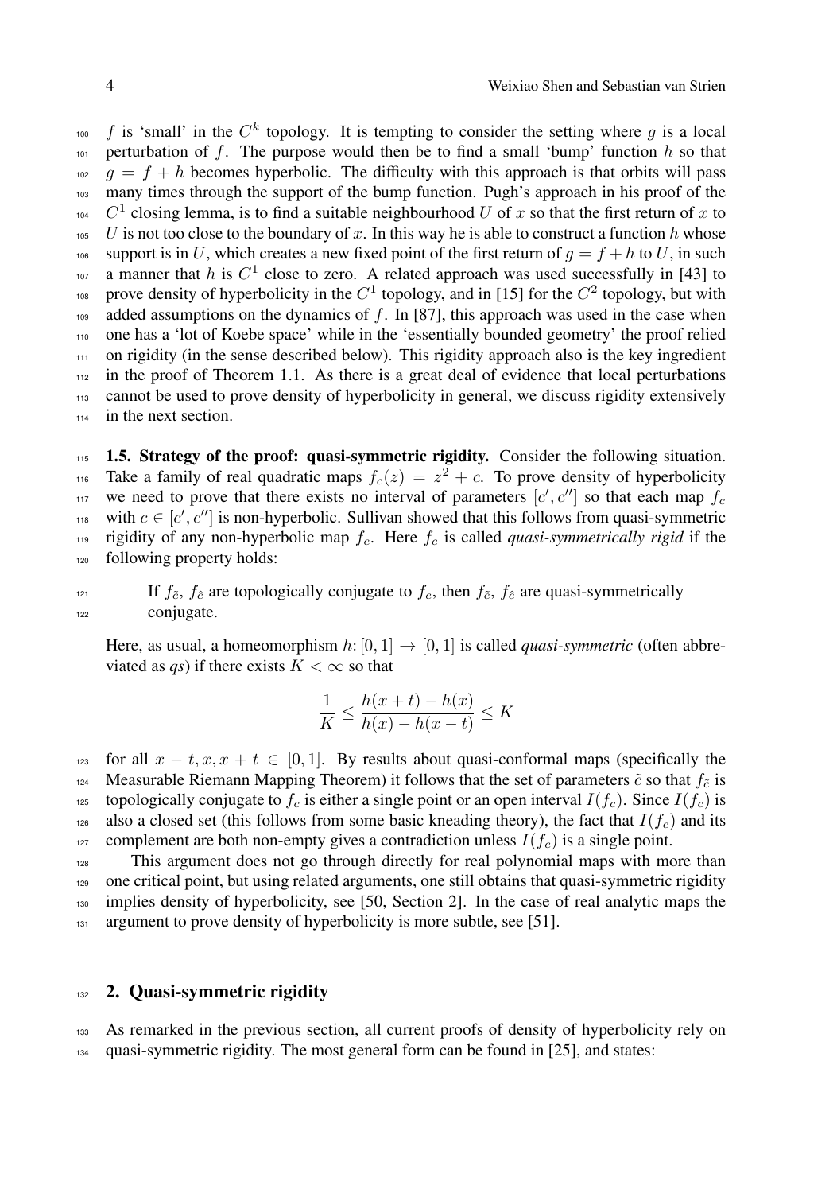$f$ is 'small' in the $C^k$ topology. It is tempting to consider the setting where $g$ is a local perturbation of $f$. The purpose would then be to find a small 'bump' function $h$ so that $g = f + h$ becomes hyperbolic. The difficulty with this approach is that orbits will pass many times through the support of the bump function. Pugh's approach in his proof of the $C^1$ closing lemma, is to find a suitable neighbourhood $U$ of $x$ so that the first return of $x$ to $U$ is not too close to the boundary of $x$. In this way he is able to construct a function $h$ whose support is in $U$, which creates a new fixed point of the first return of $g = f + h$ to $U$, in such a manner that $h$ is $C^1$ close to zero. A related approach was used successfully in [43] to prove density of hyperbolicity in the $C^1$ topology, and in [15] for the $C^2$ topology, but with added assumptions on the dynamics of $f$. In [87], this approach was used in the case when one has a 'lot of Koebe space' while in the 'essentially bounded geometry' the proof relied on rigidity (in the sense described below). This rigidity approach also is the key ingredient in the proof of Theorem 1.1. As there is a great deal of evidence that local perturbations cannot be used to prove density of hyperbolicity in general, we discuss rigidity extensively in the next section.

**1.5. Strategy of the proof: quasi-symmetric rigidity.** Consider the following situation. Take a family of real quadratic maps $f_c(z) = z^2 + c$. To prove density of hyperbolicity we need to prove that there exists no interval of parameters $[c', c'']$ so that each map $f_c$ with $c \in [c', c'']$ is non-hyperbolic. Sullivan showed that this follows from quasi-symmetric rigidity of any non-hyperbolic map $f_c$. Here $f_c$ is called *quasi-symmetrically rigid* if the following property holds:

> If $f_{\tilde{c}}$, $f_{\hat{c}}$ are topologically conjugate to $f_c$, then $f_{\tilde{c}}$, $f_{\hat{c}}$ are quasi-symmetrically conjugate.

Here, as usual, a homeomorphism $h\colon [0,1] \to [0,1]$ is called *quasi-symmetric* (often abbreviated as *qs*) if there exists $K < \infty$ so that

$$\frac{1}{K} \le \frac{h(x+t) - h(x)}{h(x) - h(x-t)} \le K$$

for all $x - t, x, x + t \in [0,1]$. By results about quasi-conformal maps (specifically the Measurable Riemann Mapping Theorem) it follows that the set of parameters $\tilde{c}$ so that $f_{\tilde{c}}$ is topologically conjugate to $f_c$ is either a single point or an open interval $I(f_c)$. Since $I(f_c)$ is also a closed set (this follows from some basic kneading theory), the fact that $I(f_c)$ and its complement are both non-empty gives a contradiction unless $I(f_c)$ is a single point.

This argument does not go through directly for real polynomial maps with more than one critical point, but using related arguments, one still obtains that quasi-symmetric rigidity implies density of hyperbolicity, see [50, Section 2]. In the case of real analytic maps the argument to prove density of hyperbolicity is more subtle, see [51].

## 2. Quasi-symmetric rigidity

As remarked in the previous section, all current proofs of density of hyperbolicity rely on quasi-symmetric rigidity. The most general form can be found in [25], and states: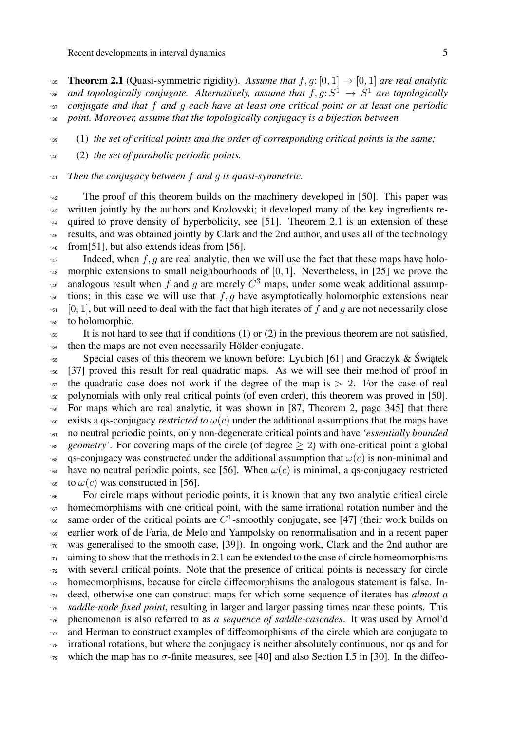**Theorem 2.1** (Quasi-symmetric rigidity). *Assume that $f, g\colon [0,1] \to [0,1]$ are real analytic and topologically conjugate. Alternatively, assume that $f, g\colon S^1 \to S^1$ are topologically conjugate and that $f$ and $g$ each have at least one critical point or at least one periodic point. Moreover, assume that the topologically conjugacy is a bijection between*

(1) *the set of critical points and the order of corresponding critical points is the same;*

(2) *the set of parabolic periodic points.*

*Then the conjugacy between $f$ and $g$ is quasi-symmetric.*

The proof of this theorem builds on the machinery developed in [50]. This paper was written jointly by the authors and Kozlovski; it developed many of the key ingredients required to prove density of hyperbolicity, see [51]. Theorem 2.1 is an extension of these results, and was obtained jointly by Clark and the 2nd author, and uses all of the technology from[51], but also extends ideas from [56].

Indeed, when $f, g$ are real analytic, then we will use the fact that these maps have holomorphic extensions to small neighbourhoods of $[0,1]$. Nevertheless, in [25] we prove the analogous result when $f$ and $g$ are merely $C^3$ maps, under some weak additional assumptions; in this case we will use that $f, g$ have asymptotically holomorphic extensions near $[0,1]$, but will need to deal with the fact that high iterates of $f$ and $g$ are not necessarily close to holomorphic.

It is not hard to see that if conditions (1) or (2) in the previous theorem are not satisfied, then the maps are not even necessarily Hölder conjugate.

Special cases of this theorem we known before: Lyubich [61] and Graczyk & Świątek [37] proved this result for real quadratic maps. As we will see their method of proof in the quadratic case does not work if the degree of the map is $> 2$. For the case of real polynomials with only real critical points (of even order), this theorem was proved in [50]. For maps which are real analytic, it was shown in [87, Theorem 2, page 345] that there exists a qs-conjugacy *restricted to* $\omega(c)$ under the additional assumptions that the maps have no neutral periodic points, only non-degenerate critical points and have *'essentially bounded geometry'*. For covering maps of the circle (of degree $\geq 2$) with one-critical point a global qs-conjugacy was constructed under the additional assumption that $\omega(c)$ is non-minimal and have no neutral periodic points, see [56]. When $\omega(c)$ is minimal, a qs-conjugacy restricted to $\omega(c)$ was constructed in [56].

For circle maps without periodic points, it is known that any two analytic critical circle homeomorphisms with one critical point, with the same irrational rotation number and the same order of the critical points are $C^1$-smoothly conjugate, see [47] (their work builds on earlier work of de Faria, de Melo and Yampolsky on renormalisation and in a recent paper was generalised to the smooth case, [39]). In ongoing work, Clark and the 2nd author are aiming to show that the methods in 2.1 can be extended to the case of circle homeomorphisms with several critical points. Note that the presence of critical points is necessary for circle homeomorphisms, because for circle diffeomorphisms the analogous statement is false. Indeed, otherwise one can construct maps for which some sequence of iterates has *almost a saddle-node fixed point*, resulting in larger and larger passing times near these points. This phenomenon is also referred to as *a sequence of saddle-cascades*. It was used by Arnol'd and Herman to construct examples of diffeomorphisms of the circle which are conjugate to irrational rotations, but where the conjugacy is neither absolutely continuous, nor qs and for which the map has no $\sigma$-finite measures, see [40] and also Section I.5 in [30]. In the diffeo-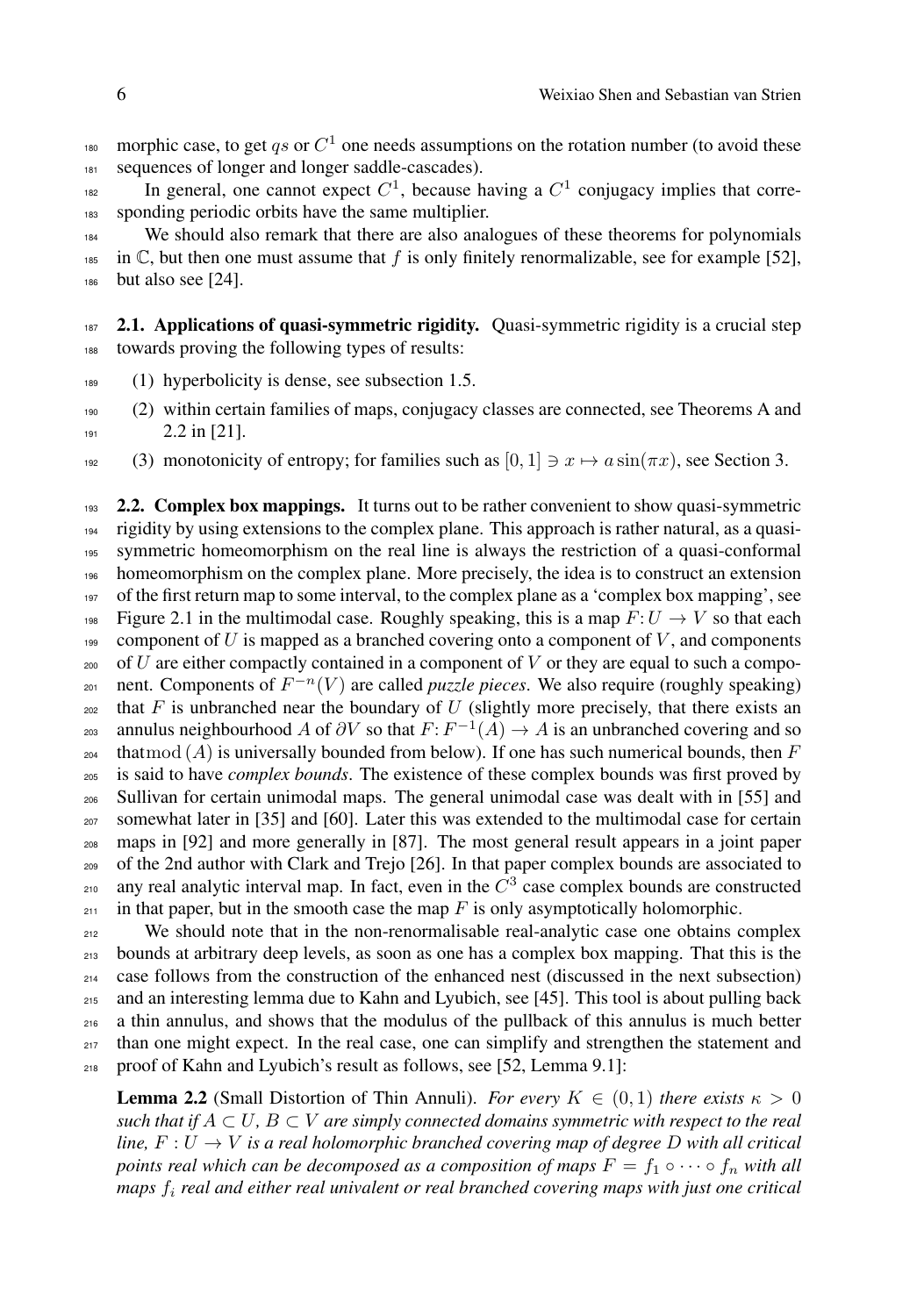morphic case, to get $qs$ or $C^1$ one needs assumptions on the rotation number (to avoid these sequences of longer and longer saddle-cascades).

In general, one cannot expect $C^1$, because having a $C^1$ conjugacy implies that corresponding periodic orbits have the same multiplier.

We should also remark that there are also analogues of these theorems for polynomials in $\mathbb{C}$, but then one must assume that $f$ is only finitely renormalizable, see for example [52], but also see [24].

**2.1. Applications of quasi-symmetric rigidity.** Quasi-symmetric rigidity is a crucial step towards proving the following types of results:

(1) hyperbolicity is dense, see subsection 1.5.

(2) within certain families of maps, conjugacy classes are connected, see Theorems A and 2.2 in [21].

(3) monotonicity of entropy; for families such as $[0, 1] \ni x \mapsto a \sin(\pi x)$, see Section 3.

**2.2. Complex box mappings.** It turns out to be rather convenient to show quasi-symmetric rigidity by using extensions to the complex plane. This approach is rather natural, as a quasi-symmetric homeomorphism on the real line is always the restriction of a quasi-conformal homeomorphism on the complex plane. More precisely, the idea is to construct an extension of the first return map to some interval, to the complex plane as a 'complex box mapping', see Figure 2.1 in the multimodal case. Roughly speaking, this is a map $F: U \to V$ so that each component of $U$ is mapped as a branched covering onto a component of $V$, and components of $U$ are either compactly contained in a component of $V$ or they are equal to such a component. Components of $F^{-n}(V)$ are called *puzzle pieces*. We also require (roughly speaking) that $F$ is unbranched near the boundary of $U$ (slightly more precisely, that there exists an annulus neighbourhood $A$ of $\partial V$ so that $F: F^{-1}(A) \to A$ is an unbranched covering and so that $\mathrm{mod}\,(A)$ is universally bounded from below). If one has such numerical bounds, then $F$ is said to have *complex bounds*. The existence of these complex bounds was first proved by Sullivan for certain unimodal maps. The general unimodal case was dealt with in [55] and somewhat later in [35] and [60]. Later this was extended to the multimodal case for certain maps in [92] and more generally in [87]. The most general result appears in a joint paper of the 2nd author with Clark and Trejo [26]. In that paper complex bounds are associated to any real analytic interval map. In fact, even in the $C^3$ case complex bounds are constructed in that paper, but in the smooth case the map $F$ is only asymptotically holomorphic.

We should note that in the non-renormalisable real-analytic case one obtains complex bounds at arbitrary deep levels, as soon as one has a complex box mapping. That this is the case follows from the construction of the enhanced nest (discussed in the next subsection) and an interesting lemma due to Kahn and Lyubich, see [45]. This tool is about pulling back a thin annulus, and shows that the modulus of the pullback of this annulus is much better than one might expect. In the real case, one can simplify and strengthen the statement and proof of Kahn and Lyubich's result as follows, see [52, Lemma 9.1]:

**Lemma 2.2** (Small Distortion of Thin Annuli). *For every $K \in (0, 1)$ there exists $\kappa > 0$ such that if $A \subset U$, $B \subset V$ are simply connected domains symmetric with respect to the real line, $F : U \to V$ is a real holomorphic branched covering map of degree $D$ with all critical points real which can be decomposed as a composition of maps $F = f_1 \circ \cdots \circ f_n$ with all maps $f_i$ real and either real univalent or real branched covering maps with just one critical*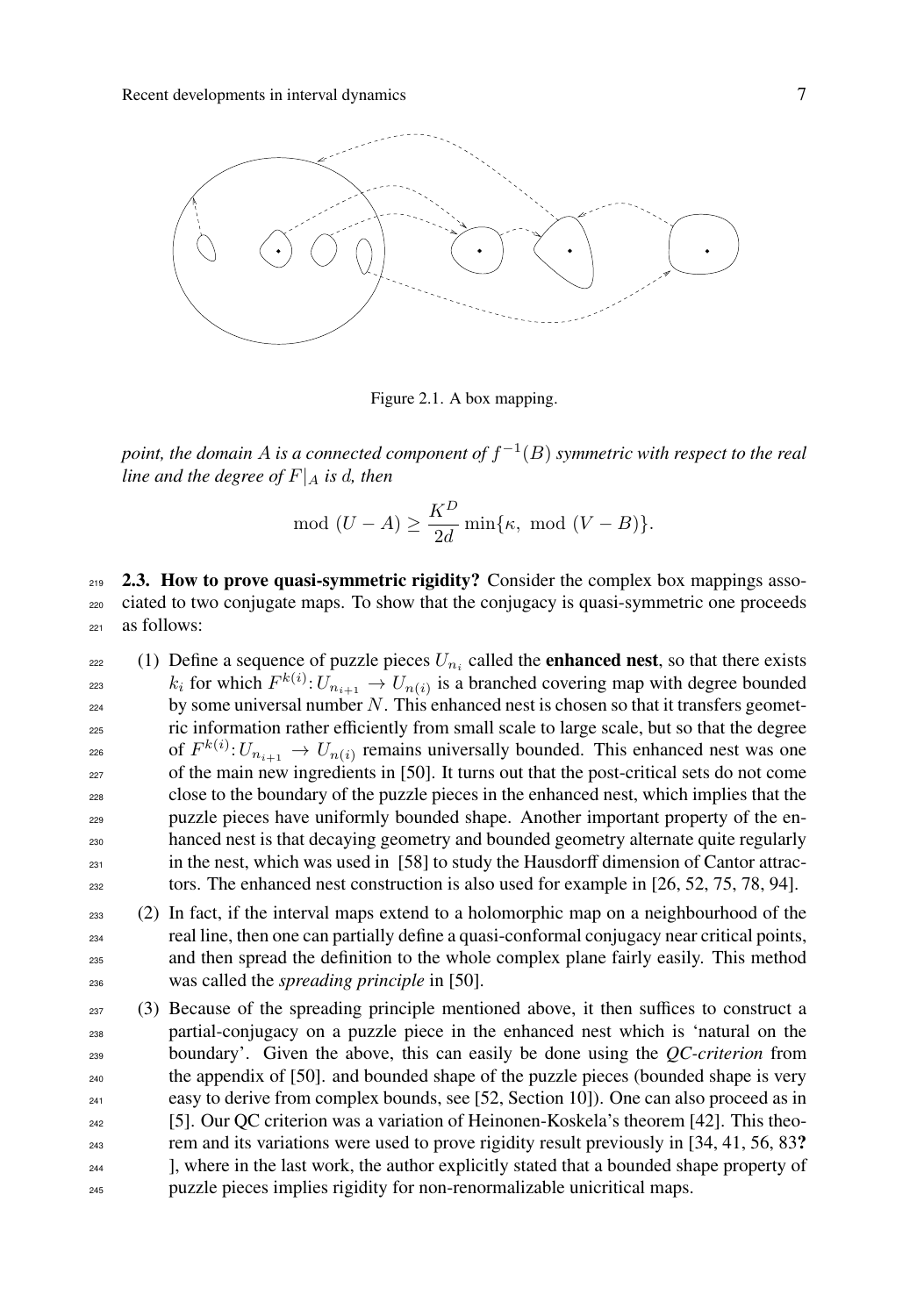Figure 2.1. A box mapping.

*point, the domain $A$ is a connected component of $f^{-1}(B)$ symmetric with respect to the real line and the degree of $F|_A$ is $d$, then*

$$\text{mod } (U - A) \geq \frac{K^D}{2d} \min\{\kappa, \text{ mod } (V - B)\}.$$

**2.3. How to prove quasi-symmetric rigidity?** Consider the complex box mappings associated to two conjugate maps. To show that the conjugacy is quasi-symmetric one proceeds as follows:

(1) Define a sequence of puzzle pieces $U_{n_i}$ called the **enhanced nest**, so that there exists $k_i$ for which $F^{k(i)}\colon U_{n_{i+1}} \to U_{n(i)}$ is a branched covering map with degree bounded by some universal number $N$. This enhanced nest is chosen so that it transfers geometric information rather efficiently from small scale to large scale, but so that the degree of $F^{k(i)}\colon U_{n_{i+1}} \to U_{n(i)}$ remains universally bounded. This enhanced nest was one of the main new ingredients in [50]. It turns out that the post-critical sets do not come close to the boundary of the puzzle pieces in the enhanced nest, which implies that the puzzle pieces have uniformly bounded shape. Another important property of the enhanced nest is that decaying geometry and bounded geometry alternate quite regularly in the nest, which was used in [58] to study the Hausdorff dimension of Cantor attractors. The enhanced nest construction is also used for example in [26, 52, 75, 78, 94].

(2) In fact, if the interval maps extend to a holomorphic map on a neighbourhood of the real line, then one can partially define a quasi-conformal conjugacy near critical points, and then spread the definition to the whole complex plane fairly easily. This method was called the *spreading principle* in [50].

(3) Because of the spreading principle mentioned above, it then suffices to construct a partial-conjugacy on a puzzle piece in the enhanced nest which is 'natural on the boundary'. Given the above, this can easily be done using the *QC-criterion* from the appendix of [50]. and bounded shape of the puzzle pieces (bounded shape is very easy to derive from complex bounds, see [52, Section 10]). One can also proceed as in [5]. Our QC criterion was a variation of Heinonen-Koskela's theorem [42]. This theorem and its variations were used to prove rigidity result previously in [34, 41, 56, 83**?** ], where in the last work, the author explicitly stated that a bounded shape property of puzzle pieces implies rigidity for non-renormalizable unicritical maps.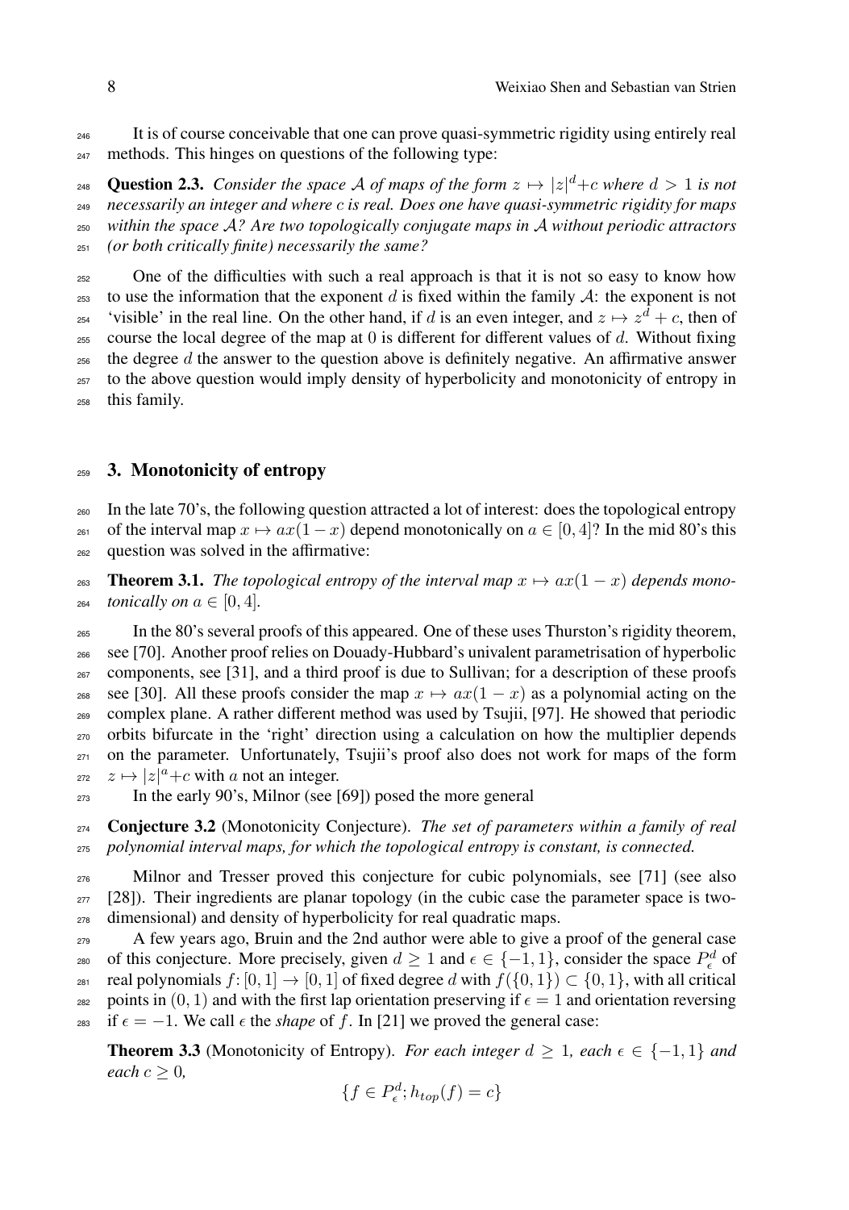It is of course conceivable that one can prove quasi-symmetric rigidity using entirely real methods. This hinges on questions of the following type:

**Question 2.3.** *Consider the space $\mathcal{A}$ of maps of the form $z \mapsto |z|^d + c$ where $d > 1$ is not necessarily an integer and where $c$ is real. Does one have quasi-symmetric rigidity for maps within the space $\mathcal{A}$? Are two topologically conjugate maps in $\mathcal{A}$ without periodic attractors (or both critically finite) necessarily the same?*

One of the difficulties with such a real approach is that it is not so easy to know how to use the information that the exponent $d$ is fixed within the family $\mathcal{A}$: the exponent is not 'visible' in the real line. On the other hand, if $d$ is an even integer, and $z \mapsto z^d + c$, then of course the local degree of the map at $0$ is different for different values of $d$. Without fixing the degree $d$ the answer to the question above is definitely negative. An affirmative answer to the above question would imply density of hyperbolicity and monotonicity of entropy in this family.

## 3. Monotonicity of entropy

In the late 70's, the following question attracted a lot of interest: does the topological entropy of the interval map $x \mapsto ax(1-x)$ depend monotonically on $a \in [0, 4]$? In the mid 80's this question was solved in the affirmative:

**Theorem 3.1.** *The topological entropy of the interval map $x \mapsto ax(1-x)$ depends monotonically on $a \in [0, 4]$.*

In the 80's several proofs of this appeared. One of these uses Thurston's rigidity theorem, see [70]. Another proof relies on Douady-Hubbard's univalent parametrisation of hyperbolic components, see [31], and a third proof is due to Sullivan; for a description of these proofs see [30]. All these proofs consider the map $x \mapsto ax(1-x)$ as a polynomial acting on the complex plane. A rather different method was used by Tsujii, [97]. He showed that periodic orbits bifurcate in the 'right' direction using a calculation on how the multiplier depends on the parameter. Unfortunately, Tsujii's proof also does not work for maps of the form $z \mapsto |z|^a + c$ with $a$ not an integer.

In the early 90's, Milnor (see [69]) posed the more general

**Conjecture 3.2** (Monotonicity Conjecture). *The set of parameters within a family of real polynomial interval maps, for which the topological entropy is constant, is connected.*

Milnor and Tresser proved this conjecture for cubic polynomials, see [71] (see also [28]). Their ingredients are planar topology (in the cubic case the parameter space is two-dimensional) and density of hyperbolicity for real quadratic maps.

A few years ago, Bruin and the 2nd author were able to give a proof of the general case of this conjecture. More precisely, given $d \geq 1$ and $\epsilon \in \{-1, 1\}$, consider the space $P_\epsilon^d$ of real polynomials $f : [0, 1] \to [0, 1]$ of fixed degree $d$ with $f(\{0, 1\}) \subset \{0, 1\}$, with all critical points in $(0, 1)$ and with the first lap orientation preserving if $\epsilon = 1$ and orientation reversing if $\epsilon = -1$. We call $\epsilon$ the *shape* of $f$. In [21] we proved the general case:

**Theorem 3.3** (Monotonicity of Entropy). *For each integer $d \geq 1$, each $\epsilon \in \{-1, 1\}$ and each $c \geq 0$,*

$$\{f \in P_\epsilon^d; h_{top}(f) = c\}$$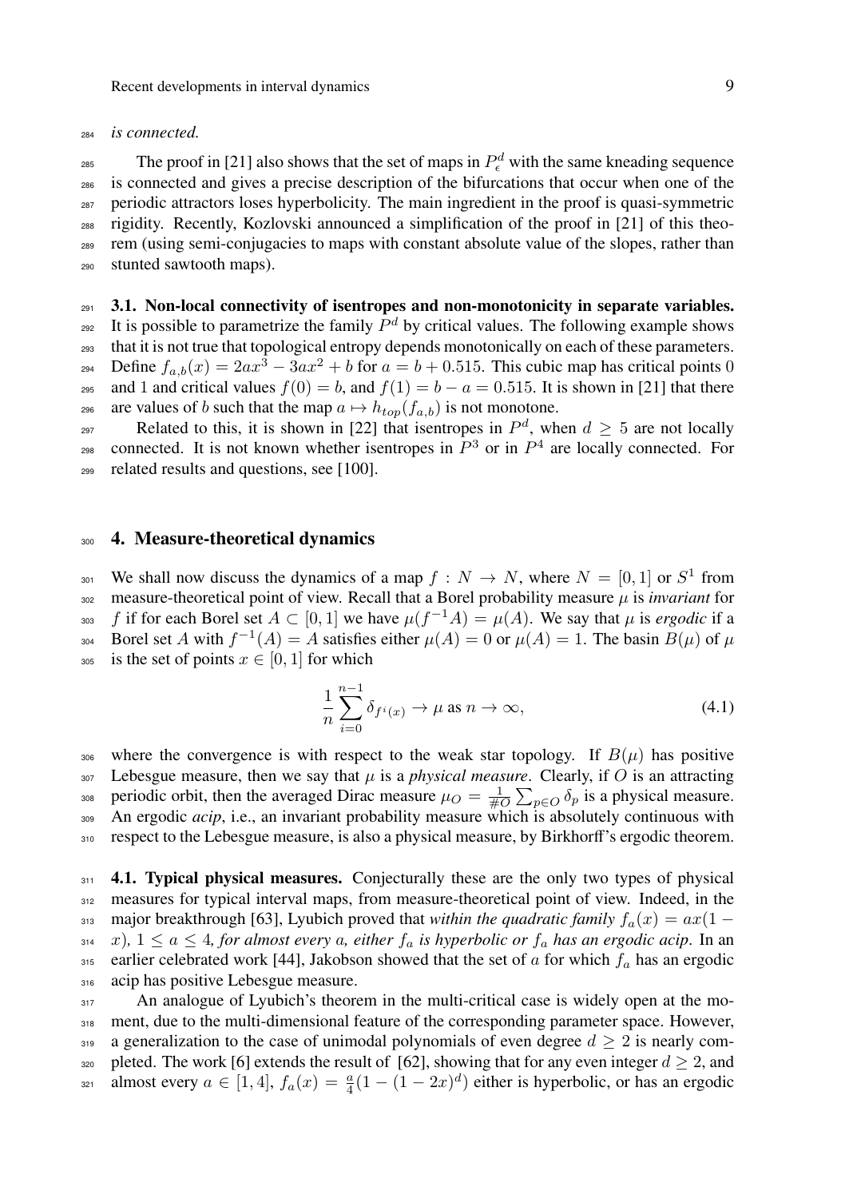*is connected.*

The proof in [21] also shows that the set of maps in $P^d_\epsilon$ with the same kneading sequence is connected and gives a precise description of the bifurcations that occur when one of the periodic attractors loses hyperbolicity. The main ingredient in the proof is quasi-symmetric rigidity. Recently, Kozlovski announced a simplification of the proof in [21] of this theorem (using semi-conjugacies to maps with constant absolute value of the slopes, rather than stunted sawtooth maps).

**3.1. Non-local connectivity of isentropes and non-monotonicity in separate variables.** It is possible to parametrize the family $P^d$ by critical values. The following example shows that it is not true that topological entropy depends monotonically on each of these parameters. Define $f_{a,b}(x) = 2ax^3 - 3ax^2 + b$ for $a = b + 0.515$. This cubic map has critical points $0$ and $1$ and critical values $f(0) = b$, and $f(1) = b - a = 0.515$. It is shown in [21] that there are values of $b$ such that the map $a \mapsto h_{top}(f_{a,b})$ is not monotone.

Related to this, it is shown in [22] that isentropes in $P^d$, when $d \geq 5$ are not locally connected. It is not known whether isentropes in $P^3$ or in $P^4$ are locally connected. For related results and questions, see [100].

## 4. Measure-theoretical dynamics

We shall now discuss the dynamics of a map $f : N \to N$, where $N = [0, 1]$ or $S^1$ from measure-theoretical point of view. Recall that a Borel probability measure $\mu$ is *invariant* for $f$ if for each Borel set $A \subset [0, 1]$ we have $\mu(f^{-1}A) = \mu(A)$. We say that $\mu$ is *ergodic* if a Borel set $A$ with $f^{-1}(A) = A$ satisfies either $\mu(A) = 0$ or $\mu(A) = 1$. The basin $B(\mu)$ of $\mu$ is the set of points $x \in [0, 1]$ for which

$$\frac{1}{n} \sum_{i=0}^{n-1} \delta_{f^i(x)} \to \mu \text{ as } n \to \infty, \tag{4.1}$$

where the convergence is with respect to the weak star topology. If $B(\mu)$ has positive Lebesgue measure, then we say that $\mu$ is a *physical measure*. Clearly, if $O$ is an attracting periodic orbit, then the averaged Dirac measure $\mu_O = \frac{1}{\#O} \sum_{p \in O} \delta_p$ is a physical measure. An ergodic *acip*, i.e., an invariant probability measure which is absolutely continuous with respect to the Lebesgue measure, is also a physical measure, by Birkhorff's ergodic theorem.

**4.1. Typical physical measures.** Conjecturally these are the only two types of physical measures for typical interval maps, from measure-theoretical point of view. Indeed, in the major breakthrough [63], Lyubich proved that *within the quadratic family $f_a(x) = ax(1 - x)$, $1 \leq a \leq 4$, for almost every $a$, either $f_a$ is hyperbolic or $f_a$ has an ergodic acip*. In an earlier celebrated work [44], Jakobson showed that the set of $a$ for which $f_a$ has an ergodic acip has positive Lebesgue measure.

An analogue of Lyubich's theorem in the multi-critical case is widely open at the moment, due to the multi-dimensional feature of the corresponding parameter space. However, a generalization to the case of unimodal polynomials of even degree $d \geq 2$ is nearly completed. The work [6] extends the result of [62], showing that for any even integer $d \geq 2$, and almost every $a \in [1, 4]$, $f_a(x) = \frac{a}{4}(1 - (1 - 2x)^d)$ either is hyperbolic, or has an ergodic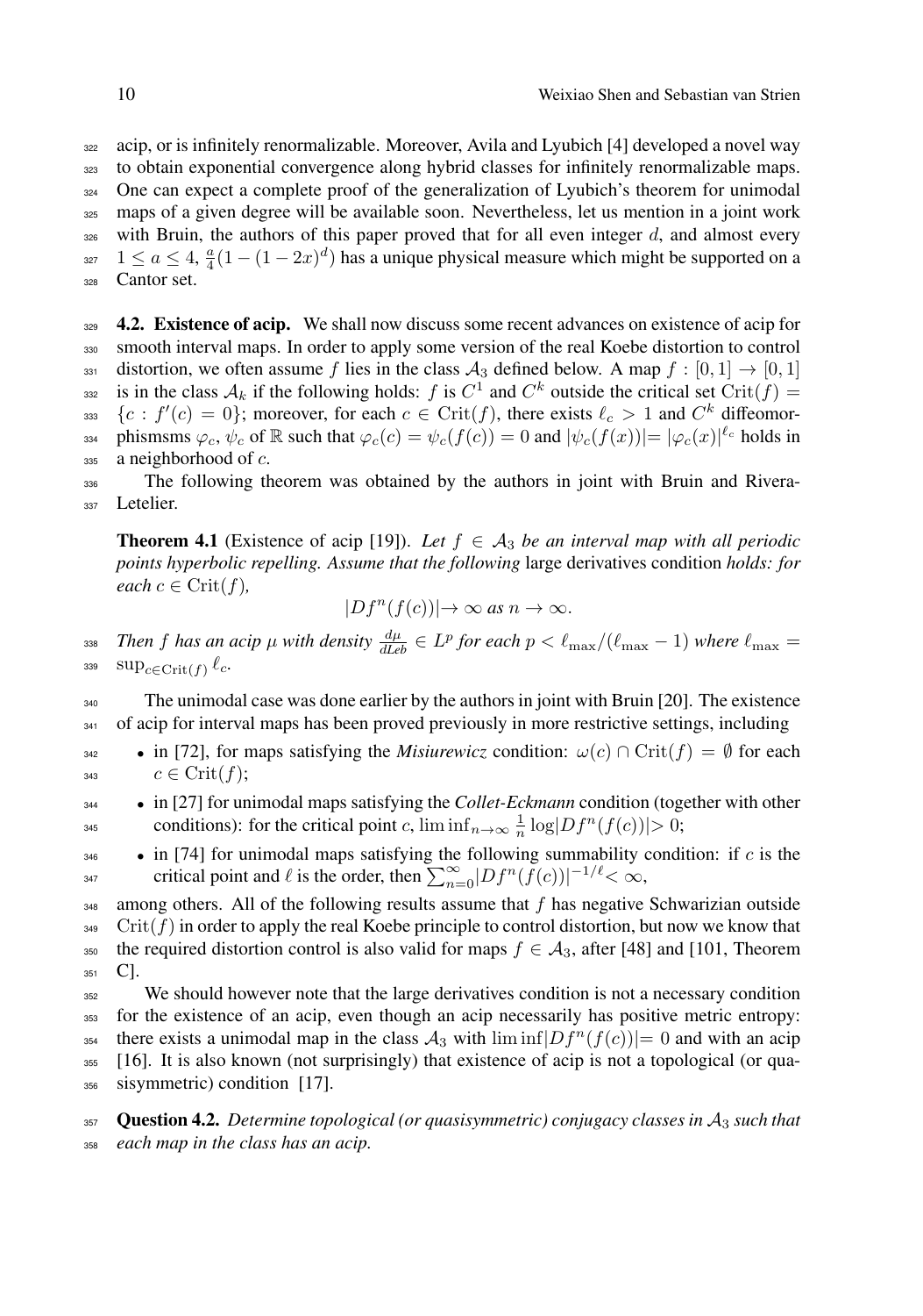acip, or is infinitely renormalizable. Moreover, Avila and Lyubich [4] developed a novel way to obtain exponential convergence along hybrid classes for infinitely renormalizable maps. One can expect a complete proof of the generalization of Lyubich's theorem for unimodal maps of a given degree will be available soon. Nevertheless, let us mention in a joint work with Bruin, the authors of this paper proved that for all even integer $d$, and almost every $1 \le a \le 4$, $\frac{a}{4}(1-(1-2x)^d)$ has a unique physical measure which might be supported on a Cantor set.

**4.2. Existence of acip.** We shall now discuss some recent advances on existence of acip for smooth interval maps. In order to apply some version of the real Koebe distortion to control distortion, we often assume $f$ lies in the class $\mathcal{A}_3$ defined below. A map $f : [0,1] \to [0,1]$ is in the class $\mathcal{A}_k$ if the following holds: $f$ is $C^1$ and $C^k$ outside the critical set $\mathrm{Crit}(f) = \{c : f'(c) = 0\}$; moreover, for each $c \in \mathrm{Crit}(f)$, there exists $\ell_c > 1$ and $C^k$ diffeomorphismsms $\varphi_c, \psi_c$ of $\mathbb{R}$ such that $\varphi_c(c) = \psi_c(f(c)) = 0$ and $|\psi_c(f(x))| = |\varphi_c(x)|^{\ell_c}$ holds in a neighborhood of $c$.

The following theorem was obtained by the authors in joint with Bruin and Rivera-Letelier.

**Theorem 4.1** (Existence of acip [19]). *Let $f \in \mathcal{A}_3$ be an interval map with all periodic points hyperbolic repelling. Assume that the following* large derivatives condition *holds: for each $c \in \mathrm{Crit}(f)$,*

$$|Df^n(f(c))| \to \infty \text{ as } n \to \infty.$$

*Then $f$ has an acip $\mu$ with density $\frac{d\mu}{dLeb} \in L^p$ for each $p < \ell_{\max}/(\ell_{\max} - 1)$ where $\ell_{\max} = \sup_{c \in \mathrm{Crit}(f)} \ell_c$.*

The unimodal case was done earlier by the authors in joint with Bruin [20]. The existence of acip for interval maps has been proved previously in more restrictive settings, including

- in [72], for maps satisfying the *Misiurewicz* condition: $\omega(c) \cap \mathrm{Crit}(f) = \emptyset$ for each $c \in \mathrm{Crit}(f)$;
- in [27] for unimodal maps satisfying the *Collet-Eckmann* condition (together with other conditions): for the critical point $c$, $\liminf_{n\to\infty} \frac{1}{n} \log|Df^n(f(c))| > 0$;
- in [74] for unimodal maps satisfying the following summability condition: if $c$ is the critical point and $\ell$ is the order, then $\sum_{n=0}^{\infty} |Df^n(f(c))|^{-1/\ell} < \infty$,

among others. All of the following results assume that $f$ has negative Schwarizian outside $\mathrm{Crit}(f)$ in order to apply the real Koebe principle to control distortion, but now we know that the required distortion control is also valid for maps $f \in \mathcal{A}_3$, after [48] and [101, Theorem C].

We should however note that the large derivatives condition is not a necessary condition for the existence of an acip, even though an acip necessarily has positive metric entropy: there exists a unimodal map in the class $\mathcal{A}_3$ with $\liminf |Df^n(f(c))| = 0$ and with an acip [16]. It is also known (not surprisingly) that existence of acip is not a topological (or quasisymmetric) condition [17].

**Question 4.2.** *Determine topological (or quasisymmetric) conjugacy classes in $\mathcal{A}_3$ such that each map in the class has an acip.*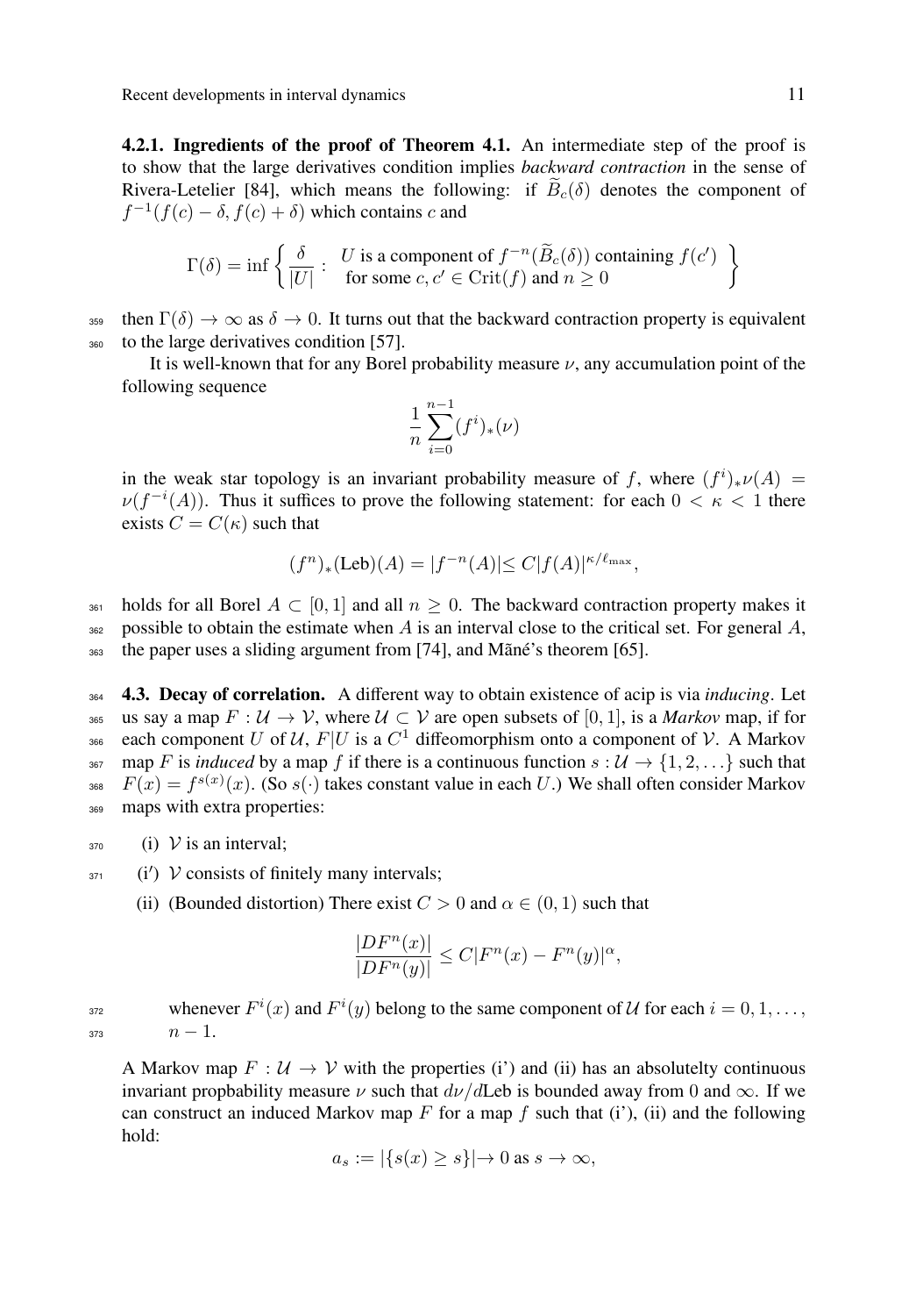**4.2.1. Ingredients of the proof of Theorem 4.1.** An intermediate step of the proof is to show that the large derivatives condition implies *backward contraction* in the sense of Rivera-Letelier [84], which means the following: if $\widetilde{B}_c(\delta)$ denotes the component of $f^{-1}(f(c)-\delta, f(c)+\delta)$ which contains $c$ and

$$\Gamma(\delta) = \inf \left\{ \frac{\delta}{|U|} : \begin{array}{l} U \text{ is a component of } f^{-n}(\widetilde{B}_c(\delta)) \text{ containing } f(c') \\ \text{for some } c, c' \in \text{Crit}(f) \text{ and } n \geq 0 \end{array} \right\}$$

then $\Gamma(\delta) \to \infty$ as $\delta \to 0$. It turns out that the backward contraction property is equivalent to the large derivatives condition [57].

It is well-known that for any Borel probability measure $\nu$, any accumulation point of the following sequence

$$\frac{1}{n}\sum_{i=0}^{n-1}(f^i)_*(\nu)$$

in the weak star topology is an invariant probability measure of $f$, where $(f^i)_*\nu(A) = \nu(f^{-i}(A))$. Thus it suffices to prove the following statement: for each $0 < \kappa < 1$ there exists $C = C(\kappa)$ such that

$$(f^n)_*(\text{Leb})(A) = |f^{-n}(A)| \leq C|f(A)|^{\kappa/\ell_{\max}},$$

holds for all Borel $A \subset [0,1]$ and all $n \geq 0$. The backward contraction property makes it possible to obtain the estimate when $A$ is an interval close to the critical set. For general $A$, the paper uses a sliding argument from [74], and Mañé's theorem [65].

**4.3. Decay of correlation.** A different way to obtain existence of acip is via *inducing*. Let us say a map $F : \mathcal{U} \to \mathcal{V}$, where $\mathcal{U} \subset \mathcal{V}$ are open subsets of $[0,1]$, is a *Markov* map, if for each component $U$ of $\mathcal{U}$, $F|U$ is a $C^1$ diffeomorphism onto a component of $\mathcal{V}$. A Markov map $F$ is *induced* by a map $f$ if there is a continuous function $s : \mathcal{U} \to \{1, 2, \ldots\}$ such that $F(x) = f^{s(x)}(x)$. (So $s(\cdot)$ takes constant value in each $U$.) We shall often consider Markov maps with extra properties:

(i) $\mathcal{V}$ is an interval;

(i') $\mathcal{V}$ consists of finitely many intervals;

(ii) (Bounded distortion) There exist $C > 0$ and $\alpha \in (0,1)$ such that

$$\frac{|DF^n(x)|}{|DF^n(y)|} \leq C|F^n(x) - F^n(y)|^\alpha,$$

whenever $F^i(x)$ and $F^i(y)$ belong to the same component of $\mathcal{U}$ for each $i = 0, 1, \ldots, n-1$.

A Markov map $F : \mathcal{U} \to \mathcal{V}$ with the properties (i') and (ii) has an absolutelty continuous invariant propbability measure $\nu$ such that $d\nu/d\text{Leb}$ is bounded away from 0 and $\infty$. If we can construct an induced Markov map $F$ for a map $f$ such that (i'), (ii) and the following hold:

$$a_s := |\{s(x) \geq s\}| \to 0 \text{ as } s \to \infty,$$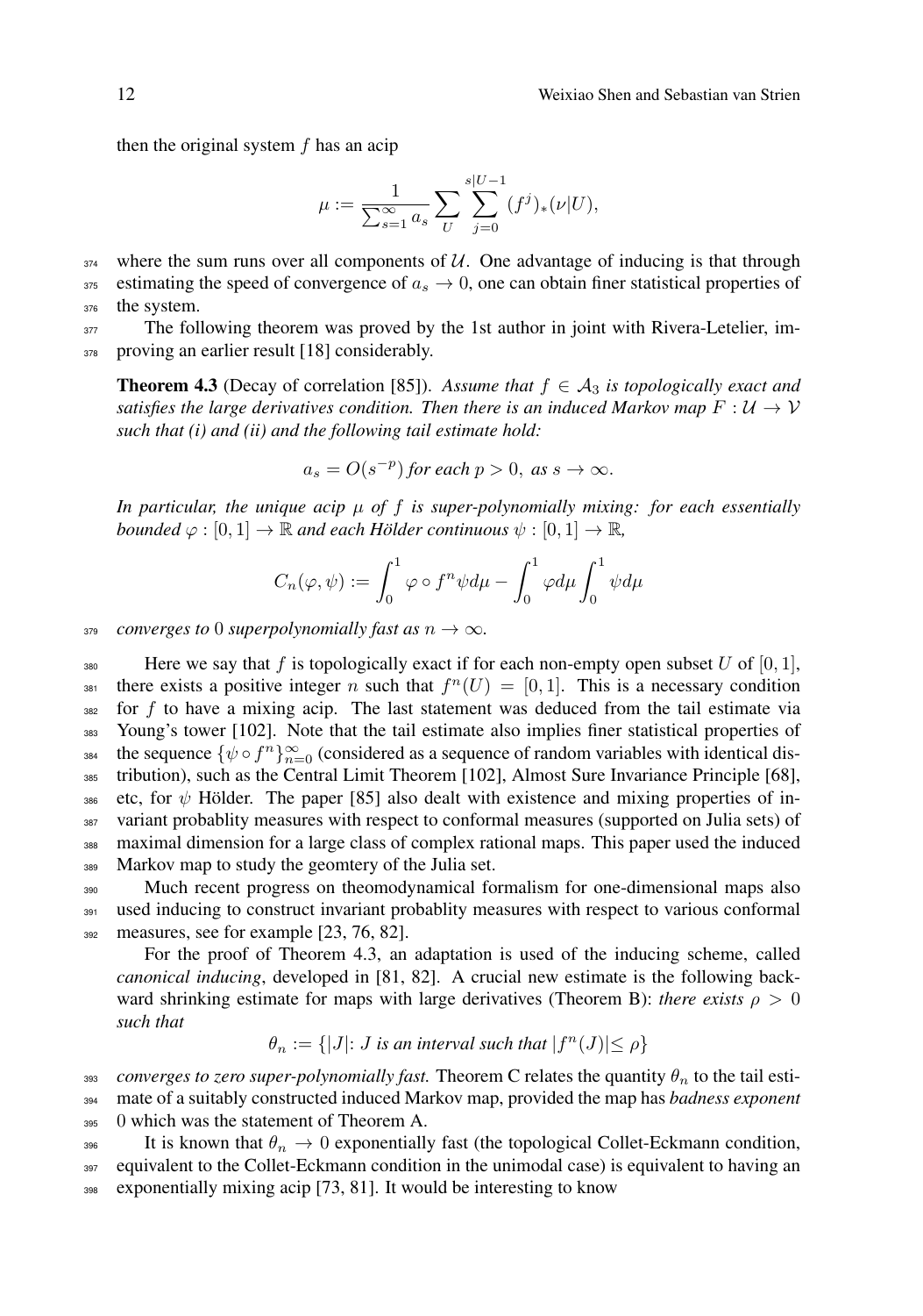then the original system $f$ has an acip

$$\mu := \frac{1}{\sum_{s=1}^{\infty} a_s} \sum_{U} \sum_{j=0}^{s|U-1} (f^j)_*(\nu|U),$$

where the sum runs over all components of $\mathcal{U}$. One advantage of inducing is that through estimating the speed of convergence of $a_s \to 0$, one can obtain finer statistical properties of the system.

The following theorem was proved by the 1st author in joint with Rivera-Letelier, improving an earlier result [18] considerably.

**Theorem 4.3** (Decay of correlation [85]). *Assume that $f \in \mathcal{A}_3$ is topologically exact and satisfies the large derivatives condition. Then there is an induced Markov map $F : \mathcal{U} \to \mathcal{V}$ such that (i) and (ii) and the following tail estimate hold:*

$$a_s = O(s^{-p}) \text{ for each } p > 0, \text{ as } s \to \infty.$$

*In particular, the unique acip $\mu$ of $f$ is super-polynomially mixing: for each essentially bounded $\varphi : [0,1] \to \mathbb{R}$ and each Hölder continuous $\psi : [0,1] \to \mathbb{R}$,*

$$C_n(\varphi, \psi) := \int_0^1 \varphi \circ f^n \psi d\mu - \int_0^1 \varphi d\mu \int_0^1 \psi d\mu$$

*converges to* 0 *superpolynomially fast as $n \to \infty$.*

Here we say that $f$ is topologically exact if for each non-empty open subset $U$ of $[0,1]$, there exists a positive integer $n$ such that $f^n(U) = [0,1]$. This is a necessary condition for $f$ to have a mixing acip. The last statement was deduced from the tail estimate via Young's tower [102]. Note that the tail estimate also implies finer statistical properties of the sequence $\{\psi \circ f^n\}_{n=0}^{\infty}$ (considered as a sequence of random variables with identical distribution), such as the Central Limit Theorem [102], Almost Sure Invariance Principle [68], etc, for $\psi$ Hölder. The paper [85] also dealt with existence and mixing properties of invariant probablity measures with respect to conformal measures (supported on Julia sets) of maximal dimension for a large class of complex rational maps. This paper used the induced Markov map to study the geomtery of the Julia set.

Much recent progress on theomodynamical formalism for one-dimensional maps also used inducing to construct invariant probablity measures with respect to various conformal measures, see for example [23, 76, 82].

For the proof of Theorem 4.3, an adaptation is used of the inducing scheme, called *canonical inducing*, developed in [81, 82]. A crucial new estimate is the following backward shrinking estimate for maps with large derivatives (Theorem B): *there exists $\rho > 0$ such that*

$$\theta_n := \{|J|: J \textit{ is an interval such that } |f^n(J)| \leq \rho\}$$

*converges to zero super-polynomially fast.* Theorem C relates the quantity $\theta_n$ to the tail estimate of a suitably constructed induced Markov map, provided the map has *badness exponent* 0 which was the statement of Theorem A.

It is known that $\theta_n \to 0$ exponentially fast (the topological Collet-Eckmann condition, equivalent to the Collet-Eckmann condition in the unimodal case) is equivalent to having an exponentially mixing acip [73, 81]. It would be interesting to know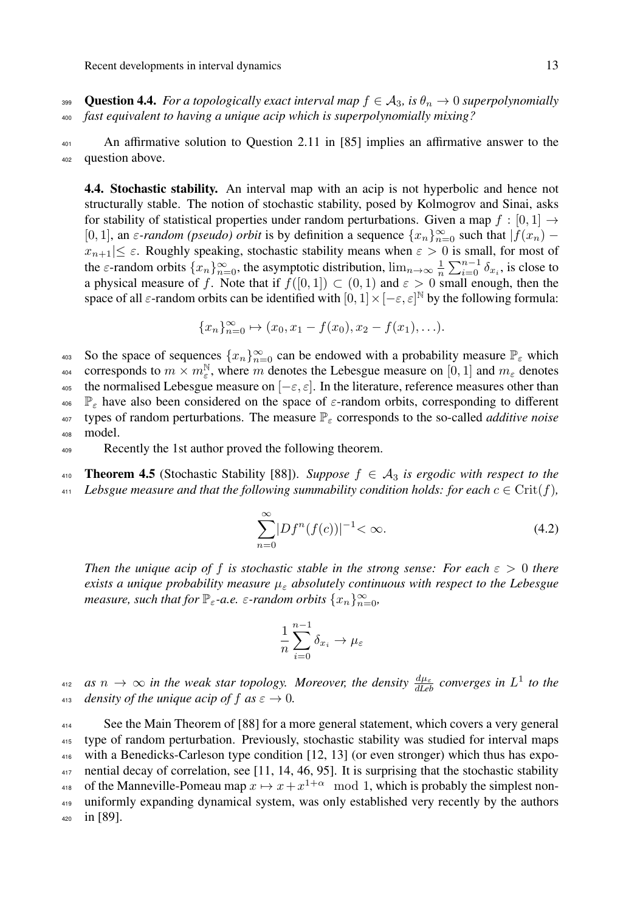**Question 4.4.** *For a topologically exact interval map $f \in \mathcal{A}_3$, is $\theta_n \to 0$ superpolynomially fast equivalent to having a unique acip which is superpolynomially mixing?*

An affirmative solution to Question 2.11 in [85] implies an affirmative answer to the question above.

**4.4. Stochastic stability.** An interval map with an acip is not hyperbolic and hence not structurally stable. The notion of stochastic stability, posed by Kolmogrov and Sinai, asks for stability of statistical properties under random perturbations. Given a map $f : [0,1] \to [0,1]$, an *$\varepsilon$-random (pseudo) orbit* is by definition a sequence $\{x_n\}_{n=0}^{\infty}$ such that $|f(x_n) - x_{n+1}| \leq \varepsilon$. Roughly speaking, stochastic stability means when $\varepsilon > 0$ is small, for most of the $\varepsilon$-random orbits $\{x_n\}_{n=0}^{\infty}$, the asymptotic distribution, $\lim_{n\to\infty} \frac{1}{n}\sum_{i=0}^{n-1} \delta_{x_i}$, is close to a physical measure of $f$. Note that if $f([0,1]) \subset (0,1)$ and $\varepsilon > 0$ small enough, then the space of all $\varepsilon$-random orbits can be identified with $[0,1] \times [-\varepsilon, \varepsilon]^{\mathbb{N}}$ by the following formula:

$$\{x_n\}_{n=0}^{\infty} \mapsto (x_0, x_1 - f(x_0), x_2 - f(x_1), \ldots).$$

So the space of sequences $\{x_n\}_{n=0}^{\infty}$ can be endowed with a probability measure $\mathbb{P}_\varepsilon$ which corresponds to $m \times m_\varepsilon^{\mathbb{N}}$, where $m$ denotes the Lebesgue measure on $[0,1]$ and $m_\varepsilon$ denotes the normalised Lebesgue measure on $[-\varepsilon, \varepsilon]$. In the literature, reference measures other than $\mathbb{P}_\varepsilon$ have also been considered on the space of $\varepsilon$-random orbits, corresponding to different types of random perturbations. The measure $\mathbb{P}_\varepsilon$ corresponds to the so-called *additive noise* model.

Recently the 1st author proved the following theorem.

**Theorem 4.5** (Stochastic Stability [88]). *Suppose $f \in \mathcal{A}_3$ is ergodic with respect to the Lebsgue measure and that the following summability condition holds: for each $c \in \mathrm{Crit}(f)$,*

$$\sum_{n=0}^{\infty} |Df^n(f(c))|^{-1} < \infty. \tag{4.2}$$

*Then the unique acip of $f$ is stochastic stable in the strong sense: For each $\varepsilon > 0$ there exists a unique probability measure $\mu_\varepsilon$ absolutely continuous with respect to the Lebesgue measure, such that for $\mathbb{P}_\varepsilon$-a.e. $\varepsilon$-random orbits $\{x_n\}_{n=0}^{\infty}$,*

$$\frac{1}{n}\sum_{i=0}^{n-1} \delta_{x_i} \to \mu_\varepsilon$$

*as $n \to \infty$ in the weak star topology. Moreover, the density $\frac{d\mu_\varepsilon}{dLeb}$ converges in $L^1$ to the density of the unique acip of $f$ as $\varepsilon \to 0$.*

See the Main Theorem of [88] for a more general statement, which covers a very general type of random perturbation. Previously, stochastic stability was studied for interval maps with a Benedicks-Carleson type condition [12, 13] (or even stronger) which thus has exponential decay of correlation, see [11, 14, 46, 95]. It is surprising that the stochastic stability of the Manneville-Pomeau map $x \mapsto x + x^{1+\alpha} \mod 1$, which is probably the simplest non-uniformly expanding dynamical system, was only established very recently by the authors in [89].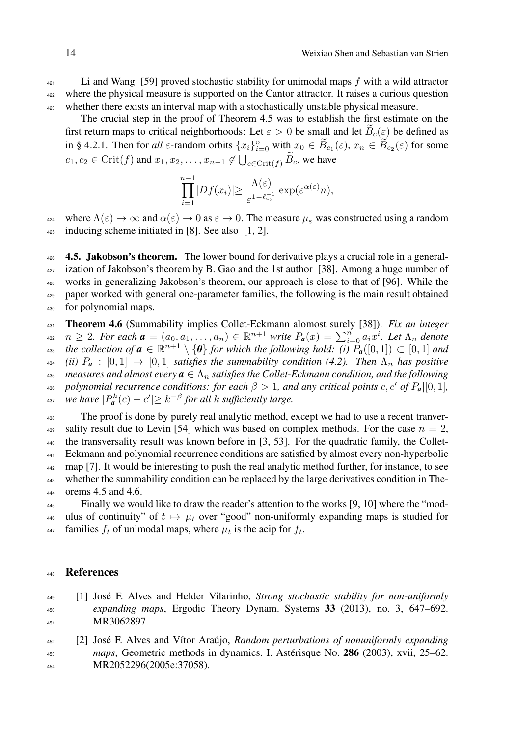Li and Wang [59] proved stochastic stability for unimodal maps $f$ with a wild attractor where the physical measure is supported on the Cantor attractor. It raises a curious question whether there exists an interval map with a stochastically unstable physical measure.

The crucial step in the proof of Theorem 4.5 was to establish the first estimate on the first return maps to critical neighborhoods: Let $\varepsilon > 0$ be small and let $\widetilde{B}_c(\varepsilon)$ be defined as in § 4.2.1. Then for *all* $\varepsilon$-random orbits $\{x_i\}_{i=0}^n$ with $x_0 \in \widetilde{B}_{c_1}(\varepsilon)$, $x_n \in \widetilde{B}_{c_2}(\varepsilon)$ for some $c_1, c_2 \in \mathrm{Crit}(f)$ and $x_1, x_2, \ldots, x_{n-1} \notin \bigcup_{c \in \mathrm{Crit}(f)} \widetilde{B}_c$, we have

$$\prod_{i=1}^{n-1} |Df(x_i)| \geq \frac{\Lambda(\varepsilon)}{\varepsilon^{1-\ell_{c_2}^{-1}}} \exp(\varepsilon^{\alpha(\varepsilon)} n),$$

where $\Lambda(\varepsilon) \to \infty$ and $\alpha(\varepsilon) \to 0$ as $\varepsilon \to 0$. The measure $\mu_\varepsilon$ was constructed using a random inducing scheme initiated in [8]. See also [1, 2].

**4.5. Jakobson's theorem.** The lower bound for derivative plays a crucial role in a generalization of Jakobson's theorem by B. Gao and the 1st author [38]. Among a huge number of works in generalizing Jakobson's theorem, our approach is close to that of [96]. While the paper worked with general one-parameter families, the following is the main result obtained for polynomial maps.

**Theorem 4.6** (Summability implies Collet-Eckmann alomost surely [38]). *Fix an integer $n \geq 2$. For each $\boldsymbol{a} = (a_0, a_1, \ldots, a_n) \in \mathbb{R}^{n+1}$ write $P_{\boldsymbol{a}}(x) = \sum_{i=0}^n a_i x^i$. Let $\Lambda_n$ denote the collection of $\boldsymbol{a} \in \mathbb{R}^{n+1} \setminus \{\boldsymbol{0}\}$ for which the following hold: (i) $P_{\boldsymbol{a}}([0,1]) \subset [0,1]$ and (ii) $P_{\boldsymbol{a}} : [0,1] \to [0,1]$ satisfies the summability condition (4.2). Then $\Lambda_n$ has positive measures and almost every $\boldsymbol{a} \in \Lambda_n$ satisfies the Collet-Eckmann condition, and the following polynomial recurrence conditions: for each $\beta > 1$, and any critical points $c, c'$ of $P_{\boldsymbol{a}}|[0,1]$, we have $|P_{\boldsymbol{a}}^k(c) - c'| \geq k^{-\beta}$ for all $k$ sufficiently large.*

The proof is done by purely real analytic method, except we had to use a recent tranversality result due to Levin [54] which was based on complex methods. For the case $n = 2$, the transversality result was known before in [3, 53]. For the quadratic family, the Collet-Eckmann and polynomial recurrence conditions are satisfied by almost every non-hyperbolic map [7]. It would be interesting to push the real analytic method further, for instance, to see whether the summability condition can be replaced by the large derivatives condition in Theorems 4.5 and 4.6.

Finally we would like to draw the reader's attention to the works [9, 10] where the "modulus of continuity" of $t \mapsto \mu_t$ over "good" non-uniformly expanding maps is studied for families $f_t$ of unimodal maps, where $\mu_t$ is the acip for $f_t$.

## References

[1] José F. Alves and Helder Vilarinho, *Strong stochastic stability for non-uniformly expanding maps*, Ergodic Theory Dynam. Systems **33** (2013), no. 3, 647–692. MR3062897.

[2] José F. Alves and Vítor Araújo, *Random perturbations of nonuniformly expanding maps*, Geometric methods in dynamics. I. Astérisque No. **286** (2003), xvii, 25–62. MR2052296(2005e:37058).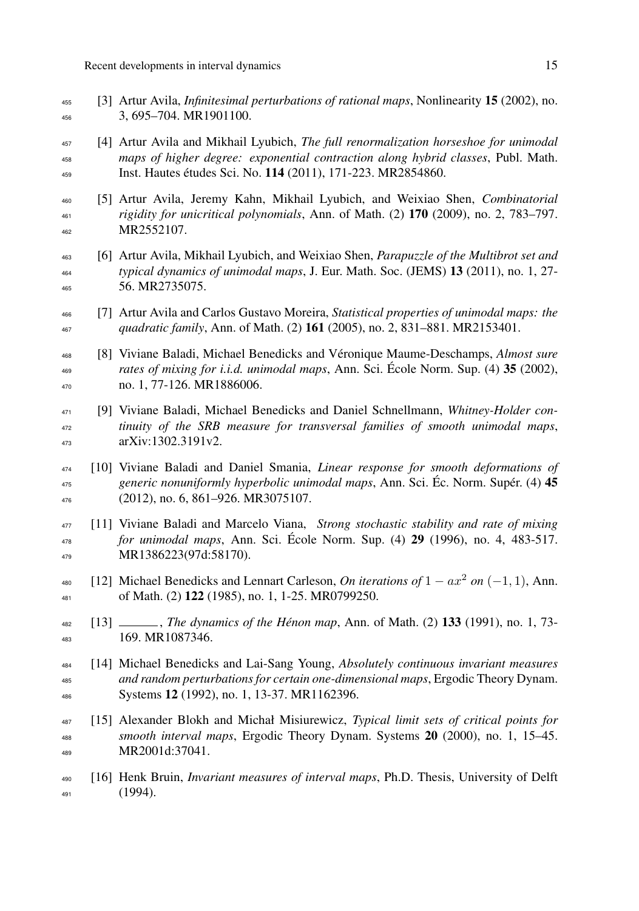[3] Artur Avila, *Infinitesimal perturbations of rational maps*, Nonlinearity **15** (2002), no. 3, 695–704. MR1901100.

[4] Artur Avila and Mikhail Lyubich, *The full renormalization horseshoe for unimodal maps of higher degree: exponential contraction along hybrid classes*, Publ. Math. Inst. Hautes études Sci. No. **114** (2011), 171-223. MR2854860.

[5] Artur Avila, Jeremy Kahn, Mikhail Lyubich, and Weixiao Shen, *Combinatorial rigidity for unicritical polynomials*, Ann. of Math. (2) **170** (2009), no. 2, 783–797. MR2552107.

[6] Artur Avila, Mikhail Lyubich, and Weixiao Shen, *Parapuzzle of the Multibrot set and typical dynamics of unimodal maps*, J. Eur. Math. Soc. (JEMS) **13** (2011), no. 1, 27-56. MR2735075.

[7] Artur Avila and Carlos Gustavo Moreira, *Statistical properties of unimodal maps: the quadratic family*, Ann. of Math. (2) **161** (2005), no. 2, 831–881. MR2153401.

[8] Viviane Baladi, Michael Benedicks and Véronique Maume-Deschamps, *Almost sure rates of mixing for i.i.d. unimodal maps*, Ann. Sci. École Norm. Sup. (4) **35** (2002), no. 1, 77-126. MR1886006.

[9] Viviane Baladi, Michael Benedicks and Daniel Schnellmann, *Whitney-Holder continuity of the SRB measure for transversal families of smooth unimodal maps*, arXiv:1302.3191v2.

[10] Viviane Baladi and Daniel Smania, *Linear response for smooth deformations of generic nonuniformly hyperbolic unimodal maps*, Ann. Sci. Éc. Norm. Supér. (4) **45** (2012), no. 6, 861–926. MR3075107.

[11] Viviane Baladi and Marcelo Viana, *Strong stochastic stability and rate of mixing for unimodal maps*, Ann. Sci. École Norm. Sup. (4) **29** (1996), no. 4, 483-517. MR1386223(97d:58170).

[12] Michael Benedicks and Lennart Carleson, *On iterations of* $1 - ax^2$ *on* $(-1, 1)$, Ann. of Math. (2) **122** (1985), no. 1, 1-25. MR0799250.

[13] ______, *The dynamics of the Hénon map*, Ann. of Math. (2) **133** (1991), no. 1, 73-169. MR1087346.

[14] Michael Benedicks and Lai-Sang Young, *Absolutely continuous invariant measures and random perturbations for certain one-dimensional maps*, Ergodic Theory Dynam. Systems **12** (1992), no. 1, 13-37. MR1162396.

[15] Alexander Blokh and Michał Misiurewicz, *Typical limit sets of critical points for smooth interval maps*, Ergodic Theory Dynam. Systems **20** (2000), no. 1, 15–45. MR2001d:37041.

[16] Henk Bruin, *Invariant measures of interval maps*, Ph.D. Thesis, University of Delft (1994).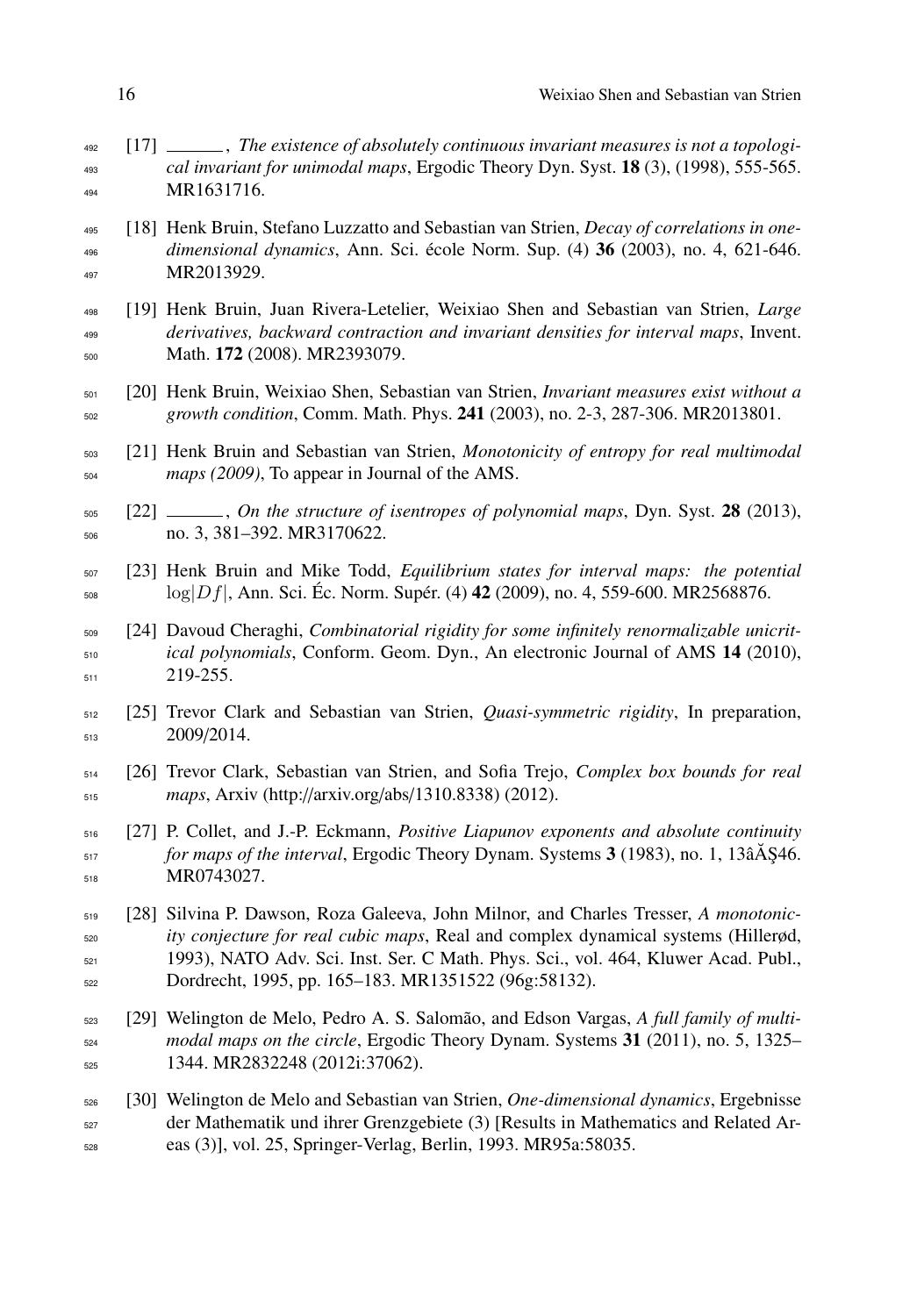[17] ______, *The existence of absolutely continuous invariant measures is not a topological invariant for unimodal maps*, Ergodic Theory Dyn. Syst. **18** (3), (1998), 555-565. MR1631716.

[18] Henk Bruin, Stefano Luzzatto and Sebastian van Strien, *Decay of correlations in one-dimensional dynamics*, Ann. Sci. école Norm. Sup. (4) **36** (2003), no. 4, 621-646. MR2013929.

[19] Henk Bruin, Juan Rivera-Letelier, Weixiao Shen and Sebastian van Strien, *Large derivatives, backward contraction and invariant densities for interval maps*, Invent. Math. **172** (2008). MR2393079.

[20] Henk Bruin, Weixiao Shen, Sebastian van Strien, *Invariant measures exist without a growth condition*, Comm. Math. Phys. **241** (2003), no. 2-3, 287-306. MR2013801.

[21] Henk Bruin and Sebastian van Strien, *Monotonicity of entropy for real multimodal maps (2009)*, To appear in Journal of the AMS.

[22] ______, *On the structure of isentropes of polynomial maps*, Dyn. Syst. **28** (2013), no. 3, 381–392. MR3170622.

[23] Henk Bruin and Mike Todd, *Equilibrium states for interval maps: the potential* $\log|Df|$, Ann. Sci. Éc. Norm. Supér. (4) **42** (2009), no. 4, 559-600. MR2568876.

[24] Davoud Cheraghi, *Combinatorial rigidity for some infinitely renormalizable unicritical polynomials*, Conform. Geom. Dyn., An electronic Journal of AMS **14** (2010), 219-255.

[25] Trevor Clark and Sebastian van Strien, *Quasi-symmetric rigidity*, In preparation, 2009/2014.

[26] Trevor Clark, Sebastian van Strien, and Sofia Trejo, *Complex box bounds for real maps*, Arxiv (http://arxiv.org/abs/1310.8338) (2012).

[27] P. Collet, and J.-P. Eckmann, *Positive Liapunov exponents and absolute continuity for maps of the interval*, Ergodic Theory Dynam. Systems **3** (1983), no. 1, 13âĂŞ46. MR0743027.

[28] Silvina P. Dawson, Roza Galeeva, John Milnor, and Charles Tresser, *A monotonicity conjecture for real cubic maps*, Real and complex dynamical systems (Hillerød, 1993), NATO Adv. Sci. Inst. Ser. C Math. Phys. Sci., vol. 464, Kluwer Acad. Publ., Dordrecht, 1995, pp. 165–183. MR1351522 (96g:58132).

[29] Welington de Melo, Pedro A. S. Salomão, and Edson Vargas, *A full family of multimodal maps on the circle*, Ergodic Theory Dynam. Systems **31** (2011), no. 5, 1325–1344. MR2832248 (2012i:37062).

[30] Welington de Melo and Sebastian van Strien, *One-dimensional dynamics*, Ergebnisse der Mathematik und ihrer Grenzgebiete (3) [Results in Mathematics and Related Areas (3)], vol. 25, Springer-Verlag, Berlin, 1993. MR95a:58035.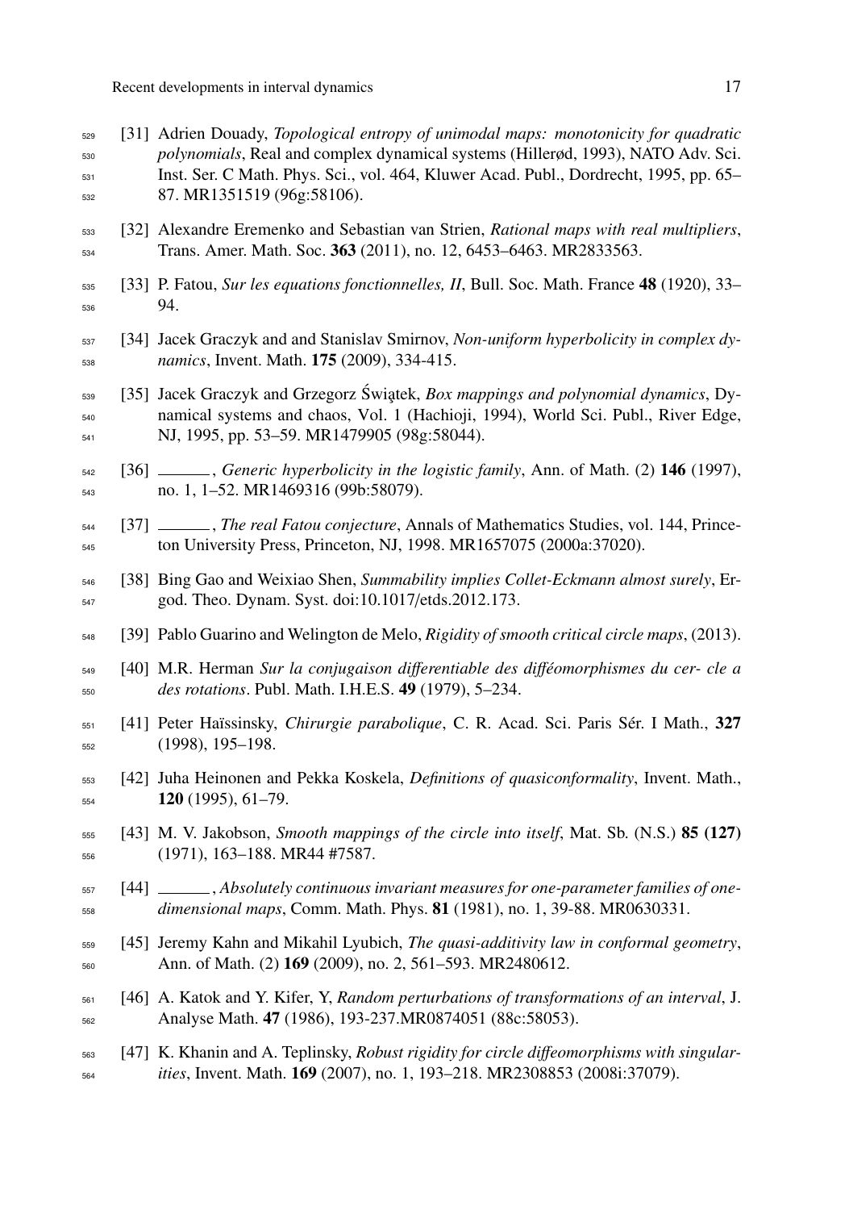[31] Adrien Douady, *Topological entropy of unimodal maps: monotonicity for quadratic polynomials*, Real and complex dynamical systems (Hillerød, 1993), NATO Adv. Sci. Inst. Ser. C Math. Phys. Sci., vol. 464, Kluwer Acad. Publ., Dordrecht, 1995, pp. 65–87. MR1351519 (96g:58106).

[32] Alexandre Eremenko and Sebastian van Strien, *Rational maps with real multipliers*, Trans. Amer. Math. Soc. **363** (2011), no. 12, 6453–6463. MR2833563.

[33] P. Fatou, *Sur les equations fonctionnelles, II*, Bull. Soc. Math. France **48** (1920), 33–94.

[34] Jacek Graczyk and and Stanislav Smirnov, *Non-uniform hyperbolicity in complex dynamics*, Invent. Math. **175** (2009), 334-415.

[35] Jacek Graczyk and Grzegorz Świątek, *Box mappings and polynomial dynamics*, Dynamical systems and chaos, Vol. 1 (Hachioji, 1994), World Sci. Publ., River Edge, NJ, 1995, pp. 53–59. MR1479905 (98g:58044).

[36] ______, *Generic hyperbolicity in the logistic family*, Ann. of Math. (2) **146** (1997), no. 1, 1–52. MR1469316 (99b:58079).

[37] ______, *The real Fatou conjecture*, Annals of Mathematics Studies, vol. 144, Princeton University Press, Princeton, NJ, 1998. MR1657075 (2000a:37020).

[38] Bing Gao and Weixiao Shen, *Summability implies Collet-Eckmann almost surely*, Ergod. Theo. Dynam. Syst. doi:10.1017/etds.2012.173.

[39] Pablo Guarino and Welington de Melo, *Rigidity of smooth critical circle maps*, (2013).

[40] M.R. Herman *Sur la conjugaison differentiable des difféomorphismes du cer- cle a des rotations*. Publ. Math. I.H.E.S. **49** (1979), 5–234.

[41] Peter Haïssinsky, *Chirurgie parabolique*, C. R. Acad. Sci. Paris Sér. I Math., **327** (1998), 195–198.

[42] Juha Heinonen and Pekka Koskela, *Definitions of quasiconformality*, Invent. Math., **120** (1995), 61–79.

[43] M. V. Jakobson, *Smooth mappings of the circle into itself*, Mat. Sb. (N.S.) **85 (127)** (1971), 163–188. MR44 #7587.

[44] ______, *Absolutely continuous invariant measures for one-parameter families of one-dimensional maps*, Comm. Math. Phys. **81** (1981), no. 1, 39-88. MR0630331.

[45] Jeremy Kahn and Mikahil Lyubich, *The quasi-additivity law in conformal geometry*, Ann. of Math. (2) **169** (2009), no. 2, 561–593. MR2480612.

[46] A. Katok and Y. Kifer, Y, *Random perturbations of transformations of an interval*, J. Analyse Math. **47** (1986), 193-237.MR0874051 (88c:58053).

[47] K. Khanin and A. Teplinsky, *Robust rigidity for circle diffeomorphisms with singularities*, Invent. Math. **169** (2007), no. 1, 193–218. MR2308853 (2008i:37079).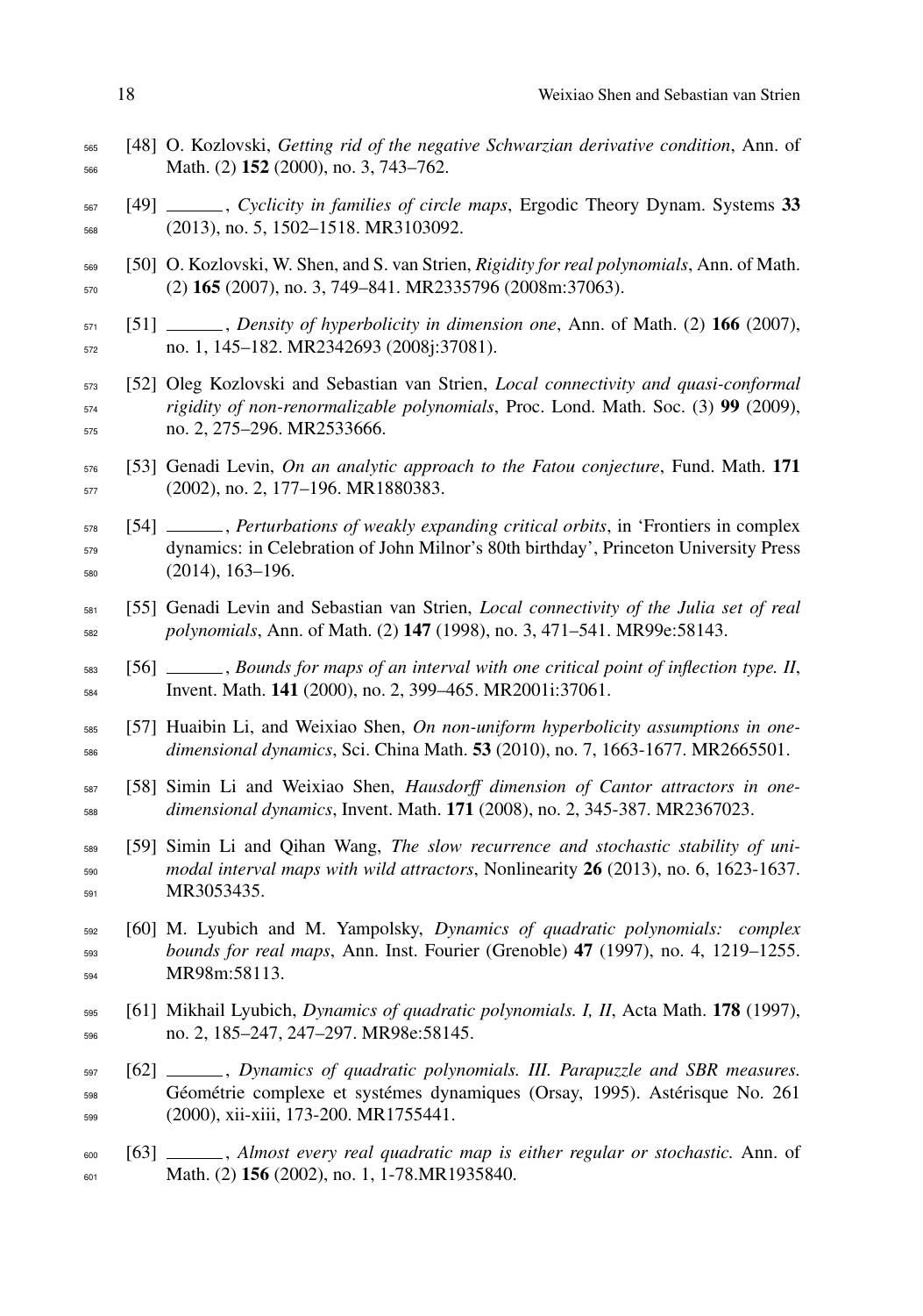[48] O. Kozlovski, *Getting rid of the negative Schwarzian derivative condition*, Ann. of Math. (2) **152** (2000), no. 3, 743–762.

[49] ______, *Cyclicity in families of circle maps*, Ergodic Theory Dynam. Systems **33** (2013), no. 5, 1502–1518. MR3103092.

[50] O. Kozlovski, W. Shen, and S. van Strien, *Rigidity for real polynomials*, Ann. of Math. (2) **165** (2007), no. 3, 749–841. MR2335796 (2008m:37063).

[51] ______, *Density of hyperbolicity in dimension one*, Ann. of Math. (2) **166** (2007), no. 1, 145–182. MR2342693 (2008j:37081).

[52] Oleg Kozlovski and Sebastian van Strien, *Local connectivity and quasi-conformal rigidity of non-renormalizable polynomials*, Proc. Lond. Math. Soc. (3) **99** (2009), no. 2, 275–296. MR2533666.

[53] Genadi Levin, *On an analytic approach to the Fatou conjecture*, Fund. Math. **171** (2002), no. 2, 177–196. MR1880383.

[54] ______, *Perturbations of weakly expanding critical orbits*, in 'Frontiers in complex dynamics: in Celebration of John Milnor's 80th birthday', Princeton University Press (2014), 163–196.

[55] Genadi Levin and Sebastian van Strien, *Local connectivity of the Julia set of real polynomials*, Ann. of Math. (2) **147** (1998), no. 3, 471–541. MR99e:58143.

[56] ______, *Bounds for maps of an interval with one critical point of inflection type. II*, Invent. Math. **141** (2000), no. 2, 399–465. MR2001i:37061.

[57] Huaibin Li, and Weixiao Shen, *On non-uniform hyperbolicity assumptions in one-dimensional dynamics*, Sci. China Math. **53** (2010), no. 7, 1663-1677. MR2665501.

[58] Simin Li and Weixiao Shen, *Hausdorff dimension of Cantor attractors in one-dimensional dynamics*, Invent. Math. **171** (2008), no. 2, 345-387. MR2367023.

[59] Simin Li and Qihan Wang, *The slow recurrence and stochastic stability of unimodal interval maps with wild attractors*, Nonlinearity **26** (2013), no. 6, 1623-1637. MR3053435.

[60] M. Lyubich and M. Yampolsky, *Dynamics of quadratic polynomials: complex bounds for real maps*, Ann. Inst. Fourier (Grenoble) **47** (1997), no. 4, 1219–1255. MR98m:58113.

[61] Mikhail Lyubich, *Dynamics of quadratic polynomials. I, II*, Acta Math. **178** (1997), no. 2, 185–247, 247–297. MR98e:58145.

[62] ______, *Dynamics of quadratic polynomials. III. Parapuzzle and SBR measures.* Géométrie complexe et systémes dynamiques (Orsay, 1995). Astérisque No. 261 (2000), xii-xiii, 173-200. MR1755441.

[63] ______, *Almost every real quadratic map is either regular or stochastic.* Ann. of Math. (2) **156** (2002), no. 1, 1-78.MR1935840.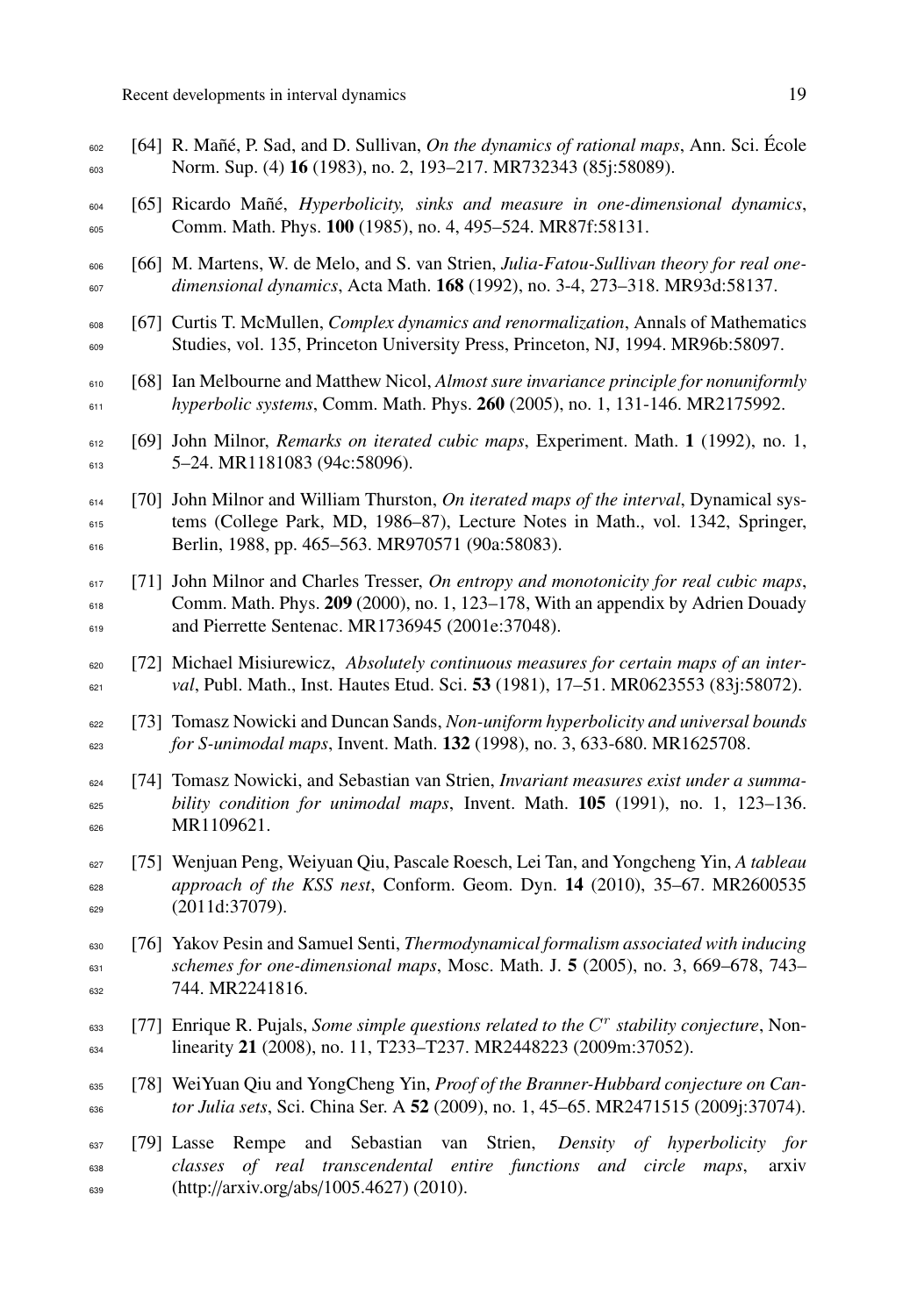[64] R. Mañé, P. Sad, and D. Sullivan, *On the dynamics of rational maps*, Ann. Sci. École Norm. Sup. (4) **16** (1983), no. 2, 193–217. MR732343 (85j:58089).

[65] Ricardo Mañé, *Hyperbolicity, sinks and measure in one-dimensional dynamics*, Comm. Math. Phys. **100** (1985), no. 4, 495–524. MR87f:58131.

[66] M. Martens, W. de Melo, and S. van Strien, *Julia-Fatou-Sullivan theory for real one-dimensional dynamics*, Acta Math. **168** (1992), no. 3-4, 273–318. MR93d:58137.

[67] Curtis T. McMullen, *Complex dynamics and renormalization*, Annals of Mathematics Studies, vol. 135, Princeton University Press, Princeton, NJ, 1994. MR96b:58097.

[68] Ian Melbourne and Matthew Nicol, *Almost sure invariance principle for nonuniformly hyperbolic systems*, Comm. Math. Phys. **260** (2005), no. 1, 131-146. MR2175992.

[69] John Milnor, *Remarks on iterated cubic maps*, Experiment. Math. **1** (1992), no. 1, 5–24. MR1181083 (94c:58096).

[70] John Milnor and William Thurston, *On iterated maps of the interval*, Dynamical systems (College Park, MD, 1986–87), Lecture Notes in Math., vol. 1342, Springer, Berlin, 1988, pp. 465–563. MR970571 (90a:58083).

[71] John Milnor and Charles Tresser, *On entropy and monotonicity for real cubic maps*, Comm. Math. Phys. **209** (2000), no. 1, 123–178, With an appendix by Adrien Douady and Pierrette Sentenac. MR1736945 (2001e:37048).

[72] Michael Misiurewicz, *Absolutely continuous measures for certain maps of an interval*, Publ. Math., Inst. Hautes Etud. Sci. **53** (1981), 17–51. MR0623553 (83j:58072).

[73] Tomasz Nowicki and Duncan Sands, *Non-uniform hyperbolicity and universal bounds for S-unimodal maps*, Invent. Math. **132** (1998), no. 3, 633-680. MR1625708.

[74] Tomasz Nowicki, and Sebastian van Strien, *Invariant measures exist under a summability condition for unimodal maps*, Invent. Math. **105** (1991), no. 1, 123–136. MR1109621.

[75] Wenjuan Peng, Weiyuan Qiu, Pascale Roesch, Lei Tan, and Yongcheng Yin, *A tableau approach of the KSS nest*, Conform. Geom. Dyn. **14** (2010), 35–67. MR2600535 (2011d:37079).

[76] Yakov Pesin and Samuel Senti, *Thermodynamical formalism associated with inducing schemes for one-dimensional maps*, Mosc. Math. J. **5** (2005), no. 3, 669–678, 743–744. MR2241816.

[77] Enrique R. Pujals, *Some simple questions related to the $C^r$ stability conjecture*, Nonlinearity **21** (2008), no. 11, T233–T237. MR2448223 (2009m:37052).

[78] WeiYuan Qiu and YongCheng Yin, *Proof of the Branner-Hubbard conjecture on Cantor Julia sets*, Sci. China Ser. A **52** (2009), no. 1, 45–65. MR2471515 (2009j:37074).

[79] Lasse Rempe and Sebastian van Strien, *Density of hyperbolicity for classes of real transcendental entire functions and circle maps*, arxiv (http://arxiv.org/abs/1005.4627) (2010).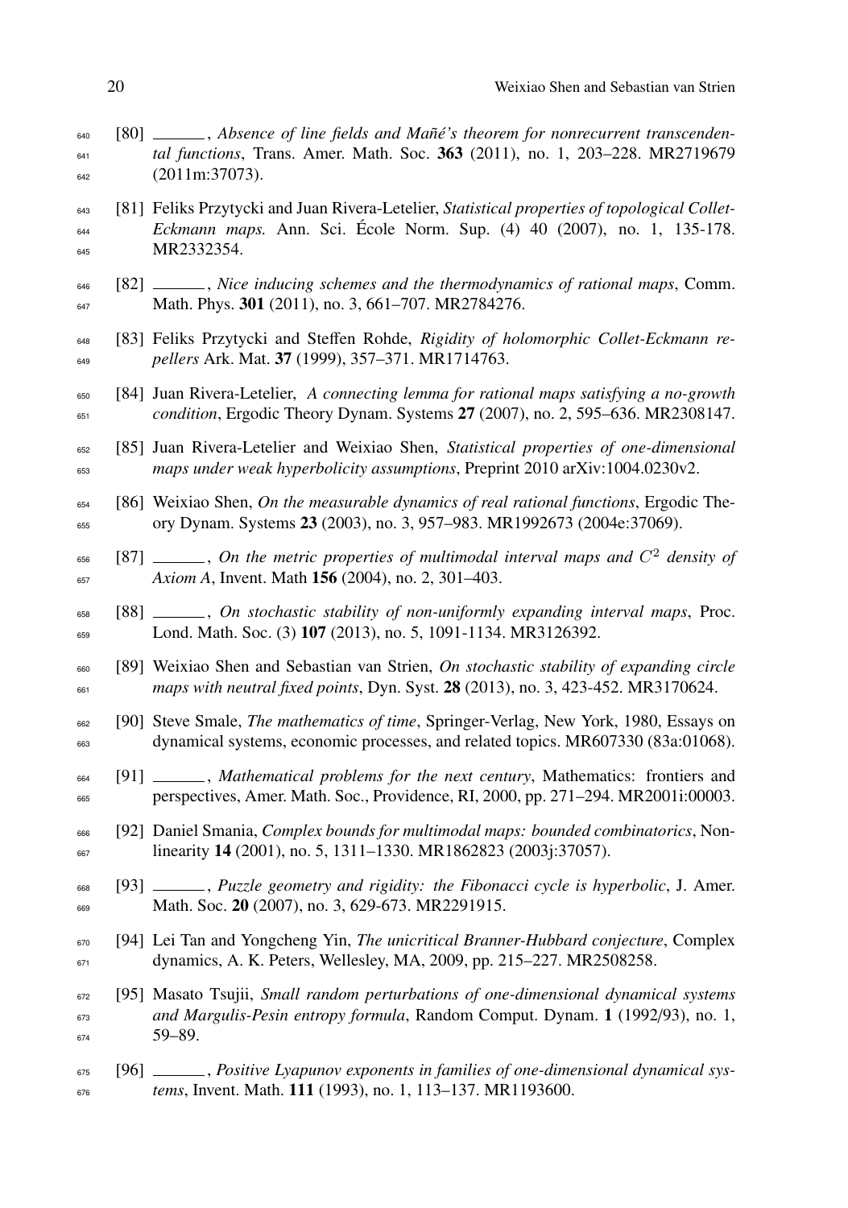[80] ______, *Absence of line fields and Mañé's theorem for nonrecurrent transcendental functions*, Trans. Amer. Math. Soc. **363** (2011), no. 1, 203–228. MR2719679 (2011m:37073).

[81] Feliks Przytycki and Juan Rivera-Letelier, *Statistical properties of topological Collet-Eckmann maps.* Ann. Sci. École Norm. Sup. (4) 40 (2007), no. 1, 135-178. MR2332354.

[82] ______, *Nice inducing schemes and the thermodynamics of rational maps*, Comm. Math. Phys. **301** (2011), no. 3, 661–707. MR2784276.

[83] Feliks Przytycki and Steffen Rohde, *Rigidity of holomorphic Collet-Eckmann repellers* Ark. Mat. **37** (1999), 357–371. MR1714763.

[84] Juan Rivera-Letelier, *A connecting lemma for rational maps satisfying a no-growth condition*, Ergodic Theory Dynam. Systems **27** (2007), no. 2, 595–636. MR2308147.

[85] Juan Rivera-Letelier and Weixiao Shen, *Statistical properties of one-dimensional maps under weak hyperbolicity assumptions*, Preprint 2010 arXiv:1004.0230v2.

[86] Weixiao Shen, *On the measurable dynamics of real rational functions*, Ergodic Theory Dynam. Systems **23** (2003), no. 3, 957–983. MR1992673 (2004e:37069).

[87] ______, *On the metric properties of multimodal interval maps and $C^2$ density of Axiom A*, Invent. Math **156** (2004), no. 2, 301–403.

[88] ______, *On stochastic stability of non-uniformly expanding interval maps*, Proc. Lond. Math. Soc. (3) **107** (2013), no. 5, 1091-1134. MR3126392.

[89] Weixiao Shen and Sebastian van Strien, *On stochastic stability of expanding circle maps with neutral fixed points*, Dyn. Syst. **28** (2013), no. 3, 423-452. MR3170624.

[90] Steve Smale, *The mathematics of time*, Springer-Verlag, New York, 1980, Essays on dynamical systems, economic processes, and related topics. MR607330 (83a:01068).

[91] ______, *Mathematical problems for the next century*, Mathematics: frontiers and perspectives, Amer. Math. Soc., Providence, RI, 2000, pp. 271–294. MR2001i:00003.

[92] Daniel Smania, *Complex bounds for multimodal maps: bounded combinatorics*, Nonlinearity **14** (2001), no. 5, 1311–1330. MR1862823 (2003j:37057).

[93] ______, *Puzzle geometry and rigidity: the Fibonacci cycle is hyperbolic*, J. Amer. Math. Soc. **20** (2007), no. 3, 629-673. MR2291915.

[94] Lei Tan and Yongcheng Yin, *The unicritical Branner-Hubbard conjecture*, Complex dynamics, A. K. Peters, Wellesley, MA, 2009, pp. 215–227. MR2508258.

[95] Masato Tsujii, *Small random perturbations of one-dimensional dynamical systems and Margulis-Pesin entropy formula*, Random Comput. Dynam. **1** (1992/93), no. 1, 59–89.

[96] ______, *Positive Lyapunov exponents in families of one-dimensional dynamical systems*, Invent. Math. **111** (1993), no. 1, 113–137. MR1193600.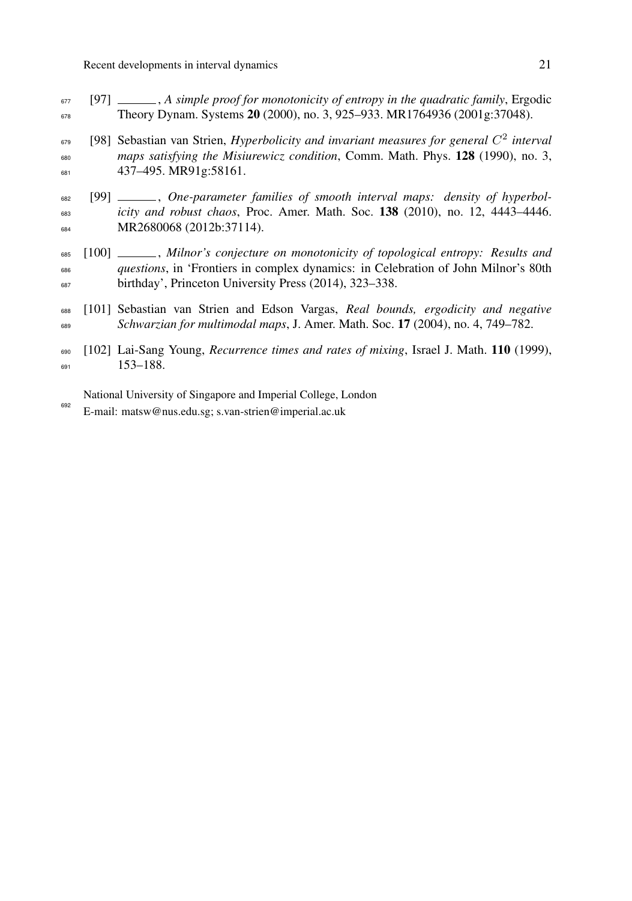[97] ______, *A simple proof for monotonicity of entropy in the quadratic family*, Ergodic Theory Dynam. Systems **20** (2000), no. 3, 925–933. MR1764936 (2001g:37048).

[98] Sebastian van Strien, *Hyperbolicity and invariant measures for general $C^2$ interval maps satisfying the Misiurewicz condition*, Comm. Math. Phys. **128** (1990), no. 3, 437–495. MR91g:58161.

[99] ______, *One-parameter families of smooth interval maps: density of hyperbolicity and robust chaos*, Proc. Amer. Math. Soc. **138** (2010), no. 12, 4443–4446. MR2680068 (2012b:37114).

[100] ______, *Milnor's conjecture on monotonicity of topological entropy: Results and questions*, in 'Frontiers in complex dynamics: in Celebration of John Milnor's 80th birthday', Princeton University Press (2014), 323–338.

[101] Sebastian van Strien and Edson Vargas, *Real bounds, ergodicity and negative Schwarzian for multimodal maps*, J. Amer. Math. Soc. **17** (2004), no. 4, 749–782.

[102] Lai-Sang Young, *Recurrence times and rates of mixing*, Israel J. Math. **110** (1999), 153–188.

National University of Singapore and Imperial College, London
E-mail: matsw@nus.edu.sg; s.van-strien@imperial.ac.uk